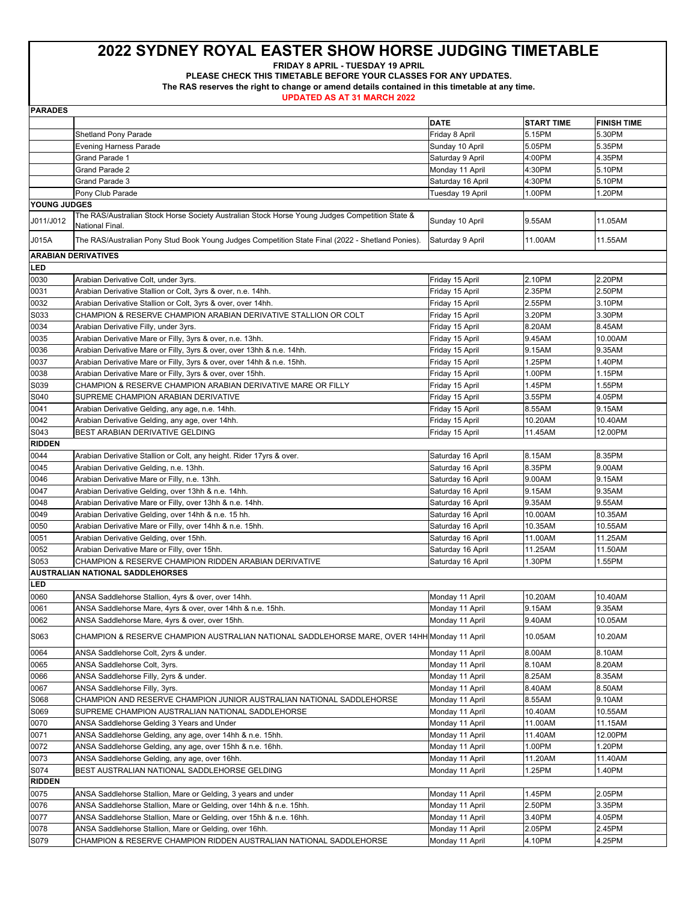# 2022 SYDNEY ROYAL EASTER SHOW HORSE JUDGING TIMETABLE

**FRIDAY 8 APRIL - TUESDAY 19 APRIL**

**PLEASE CHECK THIS TIMETABLE BEFORE YOUR CLASSES FOR ANY UPDATES.**

**The RAS reserves the right to change or amend details contained in this timetable at any time.**

**UPDATED AS AT 31 MARCH 2022**

| | | DATE | START TIME | FINISH TIME |
|---|---|---|---|---|
| **PARADES** | | | | |
| | Shetland Pony Parade | Friday 8 April | 5.15PM | 5.30PM |
| | Evening Harness Parade | Sunday 10 April | 5.05PM | 5.35PM |
| | Grand Parade 1 | Saturday 9 April | 4:00PM | 4.35PM |
| | Grand Parade 2 | Monday 11 April | 4:30PM | 5.10PM |
| | Grand Parade 3 | Saturday 16 April | 4:30PM | 5.10PM |
| | Pony Club Parade | Tuesday 19 April | 1.00PM | 1.20PM |
| **YOUNG JUDGES** | | | | |
| J011/J012 | The RAS/Australian Stock Horse Society Australian Stock Horse Young Judges Competition State & National Final. | Sunday 10 April | 9.55AM | 11.05AM |
| J015A | The RAS/Australian Pony Stud Book Young Judges Competition State Final (2022 - Shetland Ponies). | Saturday 9 April | 11.00AM | 11.55AM |
| **ARABIAN DERIVATIVES** | | | | |
| **LED** | | | | |
| 0030 | Arabian Derivative Colt, under 3yrs. | Friday 15 April | 2.10PM | 2.20PM |
| 0031 | Arabian Derivative Stallion or Colt, 3yrs & over, n.e. 14hh. | Friday 15 April | 2.35PM | 2.50PM |
| 0032 | Arabian Derivative Stallion or Colt, 3yrs & over, over 14hh. | Friday 15 April | 2.55PM | 3.10PM |
| S033 | CHAMPION & RESERVE CHAMPION ARABIAN DERIVATIVE STALLION OR COLT | Friday 15 April | 3.20PM | 3.30PM |
| 0034 | Arabian Derivative Filly, under 3yrs. | Friday 15 April | 8.20AM | 8.45AM |
| 0035 | Arabian Derivative Mare or Filly, 3yrs & over, n.e. 13hh. | Friday 15 April | 9.45AM | 10.00AM |
| 0036 | Arabian Derivative Mare or Filly, 3yrs & over, over 13hh & n.e. 14hh. | Friday 15 April | 9.15AM | 9.35AM |
| 0037 | Arabian Derivative Mare or Filly, 3yrs & over, over 14hh & n.e. 15hh. | Friday 15 April | 1.25PM | 1.40PM |
| 0038 | Arabian Derivative Mare or Filly, 3yrs & over, over 15hh. | Friday 15 April | 1.00PM | 1.15PM |
| S039 | CHAMPION & RESERVE CHAMPION ARABIAN DERIVATIVE MARE OR FILLY | Friday 15 April | 1.45PM | 1.55PM |
| S040 | SUPREME CHAMPION ARABIAN DERIVATIVE | Friday 15 April | 3.55PM | 4.05PM |
| 0041 | Arabian Derivative Gelding, any age, n.e. 14hh. | Friday 15 April | 8.55AM | 9.15AM |
| 0042 | Arabian Derivative Gelding, any age, over 14hh. | Friday 15 April | 10.20AM | 10.40AM |
| S043 | BEST ARABIAN DERIVATIVE GELDING | Friday 15 April | 11.45AM | 12.00PM |
| **RIDDEN** | | | | |
| 0044 | Arabian Derivative Stallion or Colt, any height. Rider 17yrs & over. | Saturday 16 April | 8.15AM | 8.35PM |
| 0045 | Arabian Derivative Gelding, n.e. 13hh. | Saturday 16 April | 8.35PM | 9.00AM |
| 0046 | Arabian Derivative Mare or Filly, n.e. 13hh. | Saturday 16 April | 9.00AM | 9.15AM |
| 0047 | Arabian Derivative Gelding, over 13hh & n.e. 14hh. | Saturday 16 April | 9.15AM | 9.35AM |
| 0048 | Arabian Derivative Mare or Filly, over 13hh & n.e. 14hh. | Saturday 16 April | 9.35AM | 9.55AM |
| 0049 | Arabian Derivative Gelding, over 14hh & n.e. 15 hh. | Saturday 16 April | 10.00AM | 10.35AM |
| 0050 | Arabian Derivative Mare or Filly, over 14hh & n.e. 15hh. | Saturday 16 April | 10.35AM | 10.55AM |
| 0051 | Arabian Derivative Gelding, over 15hh. | Saturday 16 April | 11.00AM | 11.25AM |
| 0052 | Arabian Derivative Mare or Filly, over 15hh. | Saturday 16 April | 11.25AM | 11.50AM |
| S053 | CHAMPION & RESERVE CHAMPION RIDDEN ARABIAN DERIVATIVE | Saturday 16 April | 1.30PM | 1.55PM |
| **AUSTRALIAN NATIONAL SADDLEHORSES** | | | | |
| **LED** | | | | |
| 0060 | ANSA Saddlehorse Stallion, 4yrs & over, over 14hh. | Monday 11 April | 10.20AM | 10.40AM |
| 0061 | ANSA Saddlehorse Mare, 4yrs & over, over 14hh & n.e. 15hh. | Monday 11 April | 9.15AM | 9.35AM |
| 0062 | ANSA Saddlehorse Mare, 4yrs & over, over 15hh. | Monday 11 April | 9.40AM | 10.05AM |
| S063 | CHAMPION & RESERVE CHAMPION AUSTRALIAN NATIONAL SADDLEHORSE MARE, OVER 14HH | Monday 11 April | 10.05AM | 10.20AM |
| 0064 | ANSA Saddlehorse Colt, 2yrs & under. | Monday 11 April | 8.00AM | 8.10AM |
| 0065 | ANSA Saddlehorse Colt, 3yrs. | Monday 11 April | 8.10AM | 8.20AM |
| 0066 | ANSA Saddlehorse Filly, 2yrs & under. | Monday 11 April | 8.25AM | 8.35AM |
| 0067 | ANSA Saddlehorse Filly, 3yrs. | Monday 11 April | 8.40AM | 8.50AM |
| S068 | CHAMPION AND RESERVE CHAMPION JUNIOR AUSTRALIAN NATIONAL SADDLEHORSE | Monday 11 April | 8.55AM | 9.10AM |
| S069 | SUPREME CHAMPION AUSTRALIAN NATIONAL SADDLEHORSE | Monday 11 April | 10.40AM | 10.55AM |
| 0070 | ANSA Saddlehorse Gelding 3 Years and Under | Monday 11 April | 11.00AM | 11.15AM |
| 0071 | ANSA Saddlehorse Gelding, any age, over 14hh & n.e. 15hh. | Monday 11 April | 11.40AM | 12.00PM |
| 0072 | ANSA Saddlehorse Gelding, any age, over 15hh & n.e. 16hh. | Monday 11 April | 1.00PM | 1.20PM |
| 0073 | ANSA Saddlehorse Gelding, any age, over 16hh. | Monday 11 April | 11.20AM | 11.40AM |
| S074 | BEST AUSTRALIAN NATIONAL SADDLEHORSE GELDING | Monday 11 April | 1.25PM | 1.40PM |
| **RIDDEN** | | | | |
| 0075 | ANSA Saddlehorse Stallion, Mare or Gelding, 3 years and under | Monday 11 April | 1.45PM | 2.05PM |
| 0076 | ANSA Saddlehorse Stallion, Mare or Gelding, over 14hh & n.e. 15hh. | Monday 11 April | 2.50PM | 3.35PM |
| 0077 | ANSA Saddlehorse Stallion, Mare or Gelding, over 15hh & n.e. 16hh. | Monday 11 April | 3.40PM | 4.05PM |
| 0078 | ANSA Saddlehorse Stallion, Mare or Gelding, over 16hh. | Monday 11 April | 2.05PM | 2.45PM |
| S079 | CHAMPION & RESERVE CHAMPION RIDDEN AUSTRALIAN NATIONAL SADDLEHORSE | Monday 11 April | 4.10PM | 4.25PM |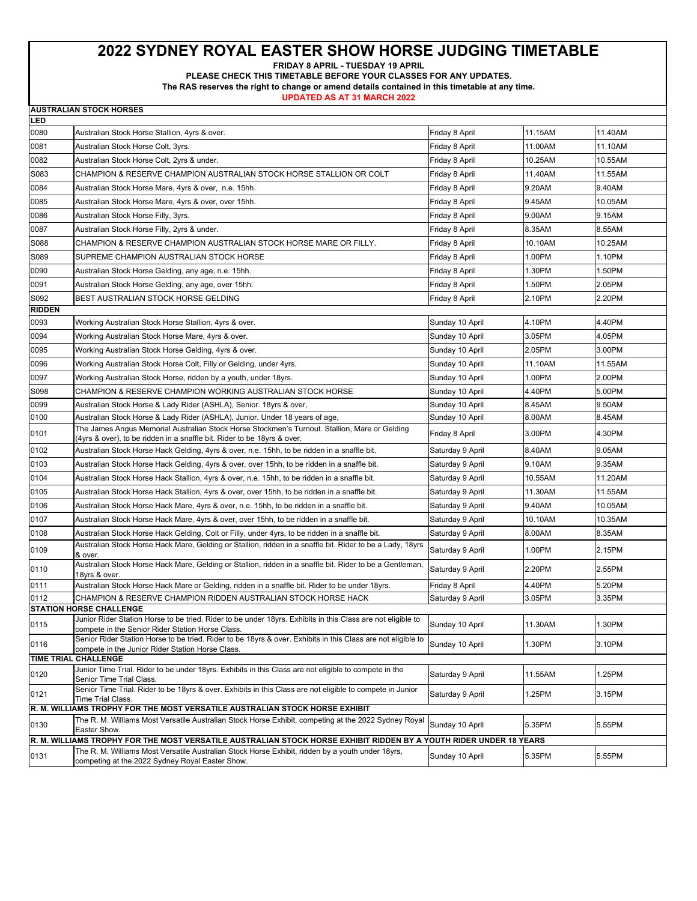# 2022 SYDNEY ROYAL EASTER SHOW HORSE JUDGING TIMETABLE

**FRIDAY 8 APRIL - TUESDAY 19 APRIL**

**PLEASE CHECK THIS TIMETABLE BEFORE YOUR CLASSES FOR ANY UPDATES.**

**The RAS reserves the right to change or amend details contained in this timetable at any time.**

**UPDATED AS AT 31 MARCH 2022**

| **AUSTRALIAN STOCK HORSES** | | | | |
|---|---|---|---|---|
| **LED** | | | | |
| 0080 | Australian Stock Horse Stallion, 4yrs & over. | Friday 8 April | 11.15AM | 11.40AM |
| 0081 | Australian Stock Horse Colt, 3yrs. | Friday 8 April | 11.00AM | 11.10AM |
| 0082 | Australian Stock Horse Colt, 2yrs & under. | Friday 8 April | 10.25AM | 10.55AM |
| S083 | CHAMPION & RESERVE CHAMPION AUSTRALIAN STOCK HORSE STALLION OR COLT | Friday 8 April | 11.40AM | 11.55AM |
| 0084 | Australian Stock Horse Mare, 4yrs & over, n.e. 15hh. | Friday 8 April | 9.20AM | 9.40AM |
| 0085 | Australian Stock Horse Mare, 4yrs & over, over 15hh. | Friday 8 April | 9.45AM | 10.05AM |
| 0086 | Australian Stock Horse Filly, 3yrs. | Friday 8 April | 9.00AM | 9.15AM |
| 0087 | Australian Stock Horse Filly, 2yrs & under. | Friday 8 April | 8.35AM | 8.55AM |
| S088 | CHAMPION & RESERVE CHAMPION AUSTRALIAN STOCK HORSE MARE OR FILLY. | Friday 8 April | 10.10AM | 10.25AM |
| S089 | SUPREME CHAMPION AUSTRALIAN STOCK HORSE | Friday 8 April | 1.00PM | 1.10PM |
| 0090 | Australian Stock Horse Gelding, any age, n.e. 15hh. | Friday 8 April | 1.30PM | 1.50PM |
| 0091 | Australian Stock Horse Gelding, any age, over 15hh. | Friday 8 April | 1.50PM | 2.05PM |
| S092 | BEST AUSTRALIAN STOCK HORSE GELDING | Friday 8 April | 2.10PM | 2.20PM |
| **RIDDEN** | | | | |
| 0093 | Working Australian Stock Horse Stallion, 4yrs & over. | Sunday 10 April | 4.10PM | 4.40PM |
| 0094 | Working Australian Stock Horse Mare, 4yrs & over. | Sunday 10 April | 3.05PM | 4.05PM |
| 0095 | Working Australian Stock Horse Gelding, 4yrs & over. | Sunday 10 April | 2.05PM | 3.00PM |
| 0096 | Working Australian Stock Horse Colt, Filly or Gelding, under 4yrs. | Sunday 10 April | 11.10AM | 11.55AM |
| 0097 | Working Australian Stock Horse, ridden by a youth, under 18yrs. | Sunday 10 April | 1.00PM | 2.00PM |
| S098 | CHAMPION & RESERVE CHAMPION WORKING AUSTRALIAN STOCK HORSE | Sunday 10 April | 4.40PM | 5.00PM |
| 0099 | Australian Stock Horse & Lady Rider (ASHLA), Senior. 18yrs & over, | Sunday 10 April | 8.45AM | 9.50AM |
| 0100 | Australian Stock Horse & Lady Rider (ASHLA), Junior. Under 18 years of age, | Sunday 10 April | 8.00AM | 8.45AM |
| 0101 | The James Angus Memorial Australian Stock Horse Stockmen's Turnout. Stallion, Mare or Gelding (4yrs & over), to be ridden in a snaffle bit. Rider to be 18yrs & over. | Friday 8 April | 3.00PM | 4.30PM |
| 0102 | Australian Stock Horse Hack Gelding, 4yrs & over, n.e. 15hh, to be ridden in a snaffle bit. | Saturday 9 April | 8.40AM | 9.05AM |
| 0103 | Australian Stock Horse Hack Gelding, 4yrs & over, over 15hh, to be ridden in a snaffle bit. | Saturday 9 April | 9.10AM | 9.35AM |
| 0104 | Australian Stock Horse Hack Stallion, 4yrs & over, n.e. 15hh, to be ridden in a snaffle bit. | Saturday 9 April | 10.55AM | 11.20AM |
| 0105 | Australian Stock Horse Hack Stallion, 4yrs & over, over 15hh, to be ridden in a snaffle bit. | Saturday 9 April | 11.30AM | 11.55AM |
| 0106 | Australian Stock Horse Hack Mare, 4yrs & over, n.e. 15hh, to be ridden in a snaffle bit. | Saturday 9 April | 9.40AM | 10.05AM |
| 0107 | Australian Stock Horse Hack Mare, 4yrs & over, over 15hh, to be ridden in a snaffle bit. | Saturday 9 April | 10.10AM | 10.35AM |
| 0108 | Australian Stock Horse Hack Gelding, Colt or Filly, under 4yrs, to be ridden in a snaffle bit. | Saturday 9 April | 8.00AM | 8.35AM |
| 0109 | Australian Stock Horse Hack Mare, Gelding or Stallion, ridden in a snaffle bit. Rider to be a Lady, 18yrs & over. | Saturday 9 April | 1.00PM | 2.15PM |
| 0110 | Australian Stock Horse Hack Mare, Gelding or Stallion, ridden in a snaffle bit. Rider to be a Gentleman, 18yrs & over. | Saturday 9 April | 2.20PM | 2.55PM |
| 0111 | Australian Stock Horse Hack Mare or Gelding, ridden in a snaffle bit. Rider to be under 18yrs. | Friday 8 April | 4.40PM | 5.20PM |
| 0112 | CHAMPION & RESERVE CHAMPION RIDDEN AUSTRALIAN STOCK HORSE HACK | Saturday 9 April | 3.05PM | 3.35PM |
| **STATION HORSE CHALLENGE** | | | | |
| 0115 | Junior Rider Station Horse to be tried. Rider to be under 18yrs. Exhibits in this Class are not eligible to compete in the Senior Rider Station Horse Class. | Sunday 10 April | 11.30AM | 1.30PM |
| 0116 | Senior Rider Station Horse to be tried. Rider to be 18yrs & over. Exhibits in this Class are not eligible to compete in the Junior Rider Station Horse Class. | Sunday 10 April | 1.30PM | 3.10PM |
| **TIME TRIAL CHALLENGE** | | | | |
| 0120 | Junior Time Trial. Rider to be under 18yrs. Exhibits in this Class are not eligible to compete in the Senior Time Trial Class. | Saturday 9 April | 11.55AM | 1.25PM |
| 0121 | Senior Time Trial. Rider to be 18yrs & over. Exhibits in this Class are not eligible to compete in Junior Time Trial Class. | Saturday 9 April | 1.25PM | 3.15PM |
| **R. M. WILLIAMS TROPHY FOR THE MOST VERSATILE AUSTRALIAN STOCK HORSE EXHIBIT** | | | | |
| 0130 | The R. M. Williams Most Versatile Australian Stock Horse Exhibit, competing at the 2022 Sydney Royal Easter Show. | Sunday 10 April | 5.35PM | 5.55PM |
| **R. M. WILLIAMS TROPHY FOR THE MOST VERSATILE AUSTRALIAN STOCK HORSE EXHIBIT RIDDEN BY A YOUTH RIDER UNDER 18 YEARS** | | | | |
| 0131 | The R. M. Williams Most Versatile Australian Stock Horse Exhibit, ridden by a youth under 18yrs, competing at the 2022 Sydney Royal Easter Show. | Sunday 10 April | 5.35PM | 5.55PM |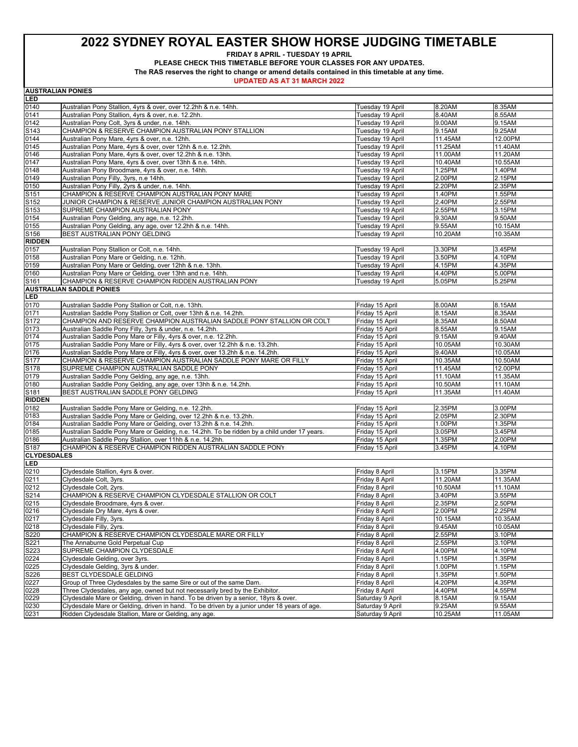# 2022 SYDNEY ROYAL EASTER SHOW HORSE JUDGING TIMETABLE

**FRIDAY 8 APRIL - TUESDAY 19 APRIL**

**PLEASE CHECK THIS TIMETABLE BEFORE YOUR CLASSES FOR ANY UPDATES.**

**The RAS reserves the right to change or amend details contained in this timetable at any time.**

**UPDATED AS AT 31 MARCH 2022**

| | | | | |
|---|---|---|---|---|
| **AUSTRALIAN PONIES** | | | | |
| **LED** | | | | |
| 0140 | Australian Pony Stallion, 4yrs & over, over 12.2hh & n.e. 14hh. | Tuesday 19 April | 8.20AM | 8.35AM |
| 0141 | Australian Pony Stallion, 4yrs & over, n.e. 12.2hh. | Tuesday 19 April | 8.40AM | 8.55AM |
| 0142 | Australian Pony Colt, 3yrs & under, n.e. 14hh. | Tuesday 19 April | 9.00AM | 9.15AM |
| S143 | CHAMPION & RESERVE CHAMPION AUSTRALIAN PONY STALLION | Tuesday 19 April | 9.15AM | 9.25AM |
| 0144 | Australian Pony Mare, 4yrs & over, n.e. 12hh. | Tuesday 19 April | 11.45AM | 12.00PM |
| 0145 | Australian Pony Mare, 4yrs & over, over 12hh & n.e. 12.2hh. | Tuesday 19 April | 11.25AM | 11.40AM |
| 0146 | Australian Pony Mare, 4yrs & over, over 12.2hh & n.e. 13hh. | Tuesday 19 April | 11.00AM | 11.20AM |
| 0147 | Australian Pony Mare, 4yrs & over, over 13hh & n.e. 14hh. | Tuesday 19 April | 10.40AM | 10.55AM |
| 0148 | Australian Pony Broodmare, 4yrs & over, n.e. 14hh. | Tuesday 19 April | 1.25PM | 1.40PM |
| 0149 | Australian Pony Filly, 3yrs, n.e 14hh. | Tuesday 19 April | 2.00PM | 2.15PM |
| 0150 | Australian Pony Filly, 2yrs & under, n.e. 14hh. | Tuesday 19 April | 2.20PM | 2.35PM |
| S151 | CHAMPION & RESERVE CHAMPION AUSTRALIAN PONY MARE | Tuesday 19 April | 1.40PM | 1.55PM |
| S152 | JUNIOR CHAMPION & RESERVE JUNIOR CHAMPION AUSTRALIAN PONY | Tuesday 19 April | 2.40PM | 2.55PM |
| S153 | SUPREME CHAMPION AUSTRALIAN PONY | Tuesday 19 April | 2.55PM | 3.15PM |
| 0154 | Australian Pony Gelding, any age, n.e. 12.2hh. | Tuesday 19 April | 9.30AM | 9.50AM |
| 0155 | Australian Pony Gelding, any age, over 12.2hh & n.e. 14hh. | Tuesday 19 April | 9.55AM | 10.15AM |
| S156 | BEST AUSTRALIAN PONY GELDING | Tuesday 19 April | 10.20AM | 10.35AM |
| **RIDDEN** | | | | |
| 0157 | Australian Pony Stallion or Colt, n.e. 14hh. | Tuesday 19 April | 3.30PM | 3.45PM |
| 0158 | Australian Pony Mare or Gelding, n.e. 12hh. | Tuesday 19 April | 3.50PM | 4.10PM |
| 0159 | Australian Pony Mare or Gelding, over 12hh & n.e. 13hh. | Tuesday 19 April | 4.15PM | 4.35PM |
| 0160 | Australian Pony Mare or Gelding, over 13hh and n.e. 14hh. | Tuesday 19 April | 4.40PM | 5.00PM |
| S161 | CHAMPION & RESERVE CHAMPION RIDDEN AUSTRALIAN PONY | Tuesday 19 April | 5.05PM | 5.25PM |
| **AUSTRALIAN SADDLE PONIES** | | | | |
| **LED** | | | | |
| 0170 | Australian Saddle Pony Stallion or Colt, n.e. 13hh. | Friday 15 April | 8.00AM | 8.15AM |
| 0171 | Australian Saddle Pony Stallion or Colt, over 13hh & n.e. 14.2hh. | Friday 15 April | 8.15AM | 8.35AM |
| S172 | CHAMPION AND RESERVE CHAMPION AUSTRALIAN SADDLE PONY STALLION OR COLT | Friday 15 April | 8.35AM | 8.50AM |
| 0173 | Australian Saddle Pony Filly, 3yrs & under, n.e. 14.2hh. | Friday 15 April | 8.55AM | 9.15AM |
| 0174 | Australian Saddle Pony Mare or Filly, 4yrs & over, n.e. 12.2hh. | Friday 15 April | 9.15AM | 9.40AM |
| 0175 | Australian Saddle Pony Mare or Filly, 4yrs & over, over 12.2hh & n.e. 13.2hh. | Friday 15 April | 10.05AM | 10.30AM |
| 0176 | Australian Saddle Pony Mare or Filly, 4yrs & over, over 13.2hh & n.e. 14.2hh. | Friday 15 April | 9.40AM | 10.05AM |
| S177 | CHAMPION & RESERVE CHAMPION AUSTRALIAN SADDLE PONY MARE OR FILLY | Friday 15 April | 10.35AM | 10.50AM |
| S178 | SUPREME CHAMPION AUSTRALIAN SADDLE PONY | Friday 15 April | 11.45AM | 12.00PM |
| 0179 | Australian Saddle Pony Gelding, any age, n.e. 13hh. | Friday 15 April | 11.10AM | 11.35AM |
| 0180 | Australian Saddle Pony Gelding, any age, over 13hh & n.e. 14.2hh. | Friday 15 April | 10.50AM | 11.10AM |
| S181 | BEST AUSTRALIAN SADDLE PONY GELDING | Friday 15 April | 11.35AM | 11.40AM |
| **RIDDEN** | | | | |
| 0182 | Australian Saddle Pony Mare or Gelding, n.e. 12.2hh. | Friday 15 April | 2.35PM | 3.00PM |
| 0183 | Australian Saddle Pony Mare or Gelding, over 12.2hh & n.e. 13.2hh. | Friday 15 April | 2.05PM | 2.30PM |
| 0184 | Australian Saddle Pony Mare or Gelding, over 13.2hh & n.e. 14.2hh. | Friday 15 April | 1.00PM | 1.35PM |
| 0185 | Australian Saddle Pony Mare or Gelding, n.e. 14.2hh. To be ridden by a child under 17 years. | Friday 15 April | 3.05PM | 3.45PM |
| 0186 | Australian Saddle Pony Stallion, over 11hh & n.e. 14.2hh. | Friday 15 April | 1.35PM | 2.00PM |
| S187 | CHAMPION & RESERVE CHAMPION RIDDEN AUSTRALIAN SADDLE PONY | Friday 15 April | 3.45PM | 4.10PM |
| **CLYDESDALES** | | | | |
| **LED** | | | | |
| 0210 | Clydesdale Stallion, 4yrs & over. | Friday 8 April | 3.15PM | 3.35PM |
| 0211 | Clydesdale Colt, 3yrs. | Friday 8 April | 11.20AM | 11.35AM |
| 0212 | Clydesdale Colt, 2yrs. | Friday 8 April | 10.50AM | 11.10AM |
| S214 | CHAMPION & RESERVE CHAMPION CLYDESDALE STALLION OR COLT | Friday 8 April | 3.40PM | 3.55PM |
| 0215 | Clydesdale Broodmare, 4yrs & over. | Friday 8 April | 2.35PM | 2.50PM |
| 0216 | Clydesdale Dry Mare, 4yrs & over. | Friday 8 April | 2.00PM | 2.25PM |
| 0217 | Clydesdale Filly, 3yrs. | Friday 8 April | 10.15AM | 10.35AM |
| 0218 | Clydesdale Filly, 2yrs. | Friday 8 April | 9.45AM | 10.05AM |
| S220 | CHAMPION & RESERVE CHAMPION CLYDESDALE MARE OR FILLY | Friday 8 April | 2.55PM | 3.10PM |
| S221 | The Annaburne Gold Perpetual Cup | Friday 8 April | 2.55PM | 3.10PM |
| S223 | SUPREME CHAMPION CLYDESDALE | Friday 8 April | 4.00PM | 4.10PM |
| 0224 | Clydesdale Gelding, over 3yrs. | Friday 8 April | 1.15PM | 1.35PM |
| 0225 | Clydesdale Gelding, 3yrs & under. | Friday 8 April | 1.00PM | 1.15PM |
| S226 | BEST CLYDESDALE GELDING | Friday 8 April | 1.35PM | 1.50PM |
| 0227 | Group of Three Clydesdales by the same Sire or out of the same Dam. | Friday 8 April | 4.20PM | 4.35PM |
| 0228 | Three Clydesdales, any age, owned but not necessarily bred by the Exhibitor. | Friday 8 April | 4.40PM | 4.55PM |
| 0229 | Clydesdale Mare or Gelding, driven in hand. To be driven by a senior, 18yrs & over. | Saturday 9 April | 8.15AM | 9.15AM |
| 0230 | Clydesdale Mare or Gelding, driven in hand. To be driven by a junior under 18 years of age. | Saturday 9 April | 9.25AM | 9.55AM |
| 0231 | Ridden Clydesdale Stallion, Mare or Gelding, any age. | Saturday 9 April | 10.25AM | 11.05AM |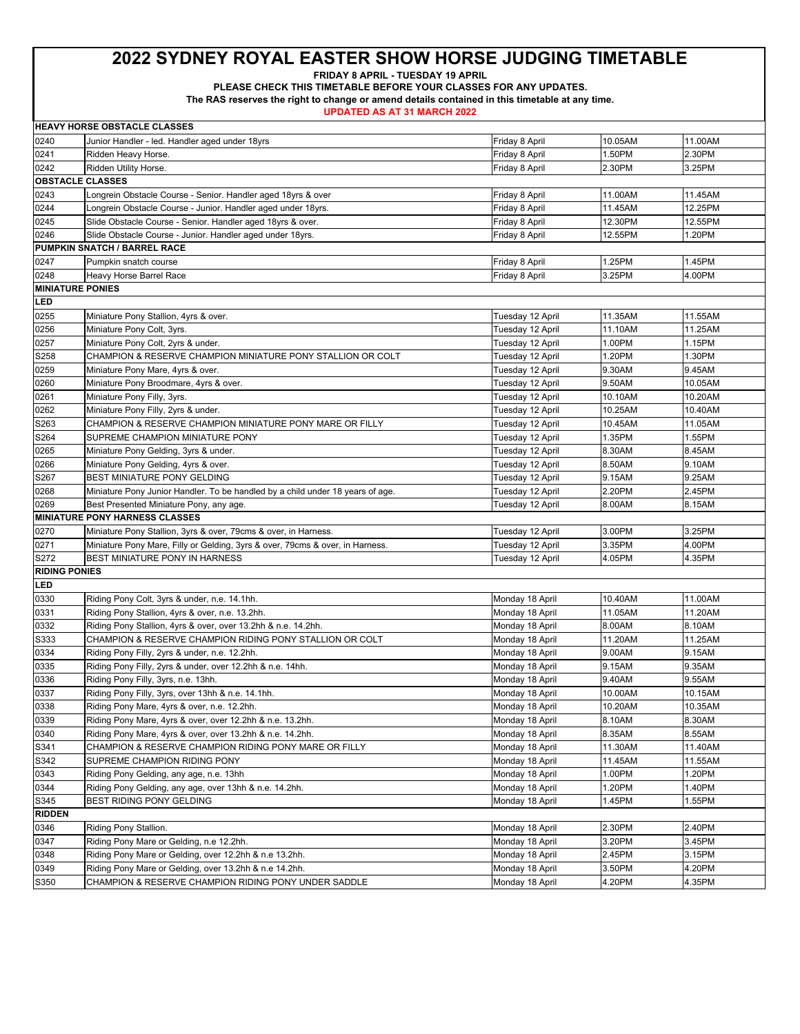# 2022 SYDNEY ROYAL EASTER SHOW HORSE JUDGING TIMETABLE

**FRIDAY 8 APRIL - TUESDAY 19 APRIL**

**PLEASE CHECK THIS TIMETABLE BEFORE YOUR CLASSES FOR ANY UPDATES.**

**The RAS reserves the right to change or amend details contained in this timetable at any time.**

**UPDATED AS AT 31 MARCH 2022**

| | | | | |
|---|---|---|---|---|
| **HEAVY HORSE OBSTACLE CLASSES** | | | | |
| 0240 | Junior Handler - led. Handler aged under 18yrs | Friday 8 April | 10.05AM | 11.00AM |
| 0241 | Ridden Heavy Horse. | Friday 8 April | 1.50PM | 2.30PM |
| 0242 | Ridden Utility Horse. | Friday 8 April | 2.30PM | 3.25PM |
| **OBSTACLE CLASSES** | | | | |
| 0243 | Longrein Obstacle Course - Senior. Handler aged 18yrs & over | Friday 8 April | 11.00AM | 11.45AM |
| 0244 | Longrein Obstacle Course - Junior. Handler aged under 18yrs. | Friday 8 April | 11.45AM | 12.25PM |
| 0245 | Slide Obstacle Course - Senior. Handler aged 18yrs & over. | Friday 8 April | 12.30PM | 12.55PM |
| 0246 | Slide Obstacle Course - Junior. Handler aged under 18yrs. | Friday 8 April | 12.55PM | 1.20PM |
| **PUMPKIN SNATCH / BARREL RACE** | | | | |
| 0247 | Pumpkin snatch course | Friday 8 April | 1.25PM | 1.45PM |
| 0248 | Heavy Horse Barrel Race | Friday 8 April | 3.25PM | 4.00PM |
| **MINIATURE PONIES** | | | | |
| **LED** | | | | |
| 0255 | Miniature Pony Stallion, 4yrs & over. | Tuesday 12 April | 11.35AM | 11.55AM |
| 0256 | Miniature Pony Colt, 3yrs. | Tuesday 12 April | 11.10AM | 11.25AM |
| 0257 | Miniature Pony Colt, 2yrs & under. | Tuesday 12 April | 1.00PM | 1.15PM |
| S258 | CHAMPION & RESERVE CHAMPION MINIATURE PONY STALLION OR COLT | Tuesday 12 April | 1.20PM | 1.30PM |
| 0259 | Miniature Pony Mare, 4yrs & over. | Tuesday 12 April | 9.30AM | 9.45AM |
| 0260 | Miniature Pony Broodmare, 4yrs & over. | Tuesday 12 April | 9.50AM | 10.05AM |
| 0261 | Miniature Pony Filly, 3yrs. | Tuesday 12 April | 10.10AM | 10.20AM |
| 0262 | Miniature Pony Filly, 2yrs & under. | Tuesday 12 April | 10.25AM | 10.40AM |
| S263 | CHAMPION & RESERVE CHAMPION MINIATURE PONY MARE OR FILLY | Tuesday 12 April | 10.45AM | 11.05AM |
| S264 | SUPREME CHAMPION MINIATURE PONY | Tuesday 12 April | 1.35PM | 1.55PM |
| 0265 | Miniature Pony Gelding, 3yrs & under. | Tuesday 12 April | 8.30AM | 8.45AM |
| 0266 | Miniature Pony Gelding, 4yrs & over. | Tuesday 12 April | 8.50AM | 9.10AM |
| S267 | BEST MINIATURE PONY GELDING | Tuesday 12 April | 9.15AM | 9.25AM |
| 0268 | Miniature Pony Junior Handler. To be handled by a child under 18 years of age. | Tuesday 12 April | 2.20PM | 2.45PM |
| 0269 | Best Presented Miniature Pony, any age. | Tuesday 12 April | 8.00AM | 8.15AM |
| **MINIATURE PONY HARNESS CLASSES** | | | | |
| 0270 | Miniature Pony Stallion, 3yrs & over, 79cms & over, in Harness. | Tuesday 12 April | 3.00PM | 3.25PM |
| 0271 | Miniature Pony Mare, Filly or Gelding, 3yrs & over, 79cms & over, in Harness. | Tuesday 12 April | 3.35PM | 4.00PM |
| S272 | BEST MINIATURE PONY IN HARNESS | Tuesday 12 April | 4.05PM | 4.35PM |
| **RIDING PONIES** | | | | |
| **LED** | | | | |
| 0330 | Riding Pony Colt, 3yrs & under, n.e. 14.1hh. | Monday 18 April | 10.40AM | 11.00AM |
| 0331 | Riding Pony Stallion, 4yrs & over, n.e. 13.2hh. | Monday 18 April | 11.05AM | 11.20AM |
| 0332 | Riding Pony Stallion, 4yrs & over, over 13.2hh & n.e. 14.2hh. | Monday 18 April | 8.00AM | 8.10AM |
| S333 | CHAMPION & RESERVE CHAMPION RIDING PONY STALLION OR COLT | Monday 18 April | 11.20AM | 11.25AM |
| 0334 | Riding Pony Filly, 2yrs & under, n.e. 12.2hh. | Monday 18 April | 9.00AM | 9.15AM |
| 0335 | Riding Pony Filly, 2yrs & under, over 12.2hh & n.e. 14hh. | Monday 18 April | 9.15AM | 9.35AM |
| 0336 | Riding Pony Filly, 3yrs, n.e. 13hh. | Monday 18 April | 9.40AM | 9.55AM |
| 0337 | Riding Pony Filly, 3yrs, over 13hh & n.e. 14.1hh. | Monday 18 April | 10.00AM | 10.15AM |
| 0338 | Riding Pony Mare, 4yrs & over, n.e. 12.2hh. | Monday 18 April | 10.20AM | 10.35AM |
| 0339 | Riding Pony Mare, 4yrs & over, over 12.2hh & n.e. 13.2hh. | Monday 18 April | 8.10AM | 8.30AM |
| 0340 | Riding Pony Mare, 4yrs & over, over 13.2hh & n.e. 14.2hh. | Monday 18 April | 8.35AM | 8.55AM |
| S341 | CHAMPION & RESERVE CHAMPION RIDING PONY MARE OR FILLY | Monday 18 April | 11.30AM | 11.40AM |
| S342 | SUPREME CHAMPION RIDING PONY | Monday 18 April | 11.45AM | 11.55AM |
| 0343 | Riding Pony Gelding, any age, n.e. 13hh | Monday 18 April | 1.00PM | 1.20PM |
| 0344 | Riding Pony Gelding, any age, over 13hh & n.e. 14.2hh. | Monday 18 April | 1.20PM | 1.40PM |
| S345 | BEST RIDING PONY GELDING | Monday 18 April | 1.45PM | 1.55PM |
| **RIDDEN** | | | | |
| 0346 | Riding Pony Stallion. | Monday 18 April | 2.30PM | 2.40PM |
| 0347 | Riding Pony Mare or Gelding, n.e 12.2hh. | Monday 18 April | 3.20PM | 3.45PM |
| 0348 | Riding Pony Mare or Gelding, over 12.2hh & n.e 13.2hh. | Monday 18 April | 2.45PM | 3.15PM |
| 0349 | Riding Pony Mare or Gelding, over 13.2hh & n.e 14.2hh. | Monday 18 April | 3.50PM | 4.20PM |
| S350 | CHAMPION & RESERVE CHAMPION RIDING PONY UNDER SADDLE | Monday 18 April | 4.20PM | 4.35PM |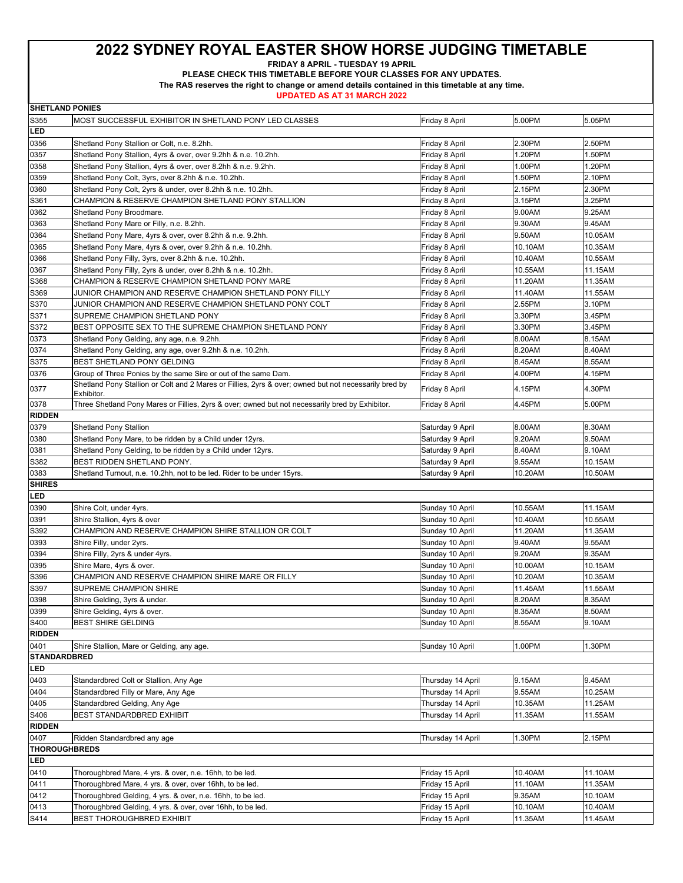# 2022 SYDNEY ROYAL EASTER SHOW HORSE JUDGING TIMETABLE

**FRIDAY 8 APRIL - TUESDAY 19 APRIL**

**PLEASE CHECK THIS TIMETABLE BEFORE YOUR CLASSES FOR ANY UPDATES.**

**The RAS reserves the right to change or amend details contained in this timetable at any time.**

**UPDATED AS AT 31 MARCH 2022**

| | | | | |
|---|---|---|---|---|
| **SHETLAND PONIES** | | | | |
| S355 | MOST SUCCESSFUL EXHIBITOR IN SHETLAND PONY LED CLASSES | Friday 8 April | 5.00PM | 5.05PM |
| **LED** | | | | |
| 0356 | Shetland Pony Stallion or Colt, n.e. 8.2hh. | Friday 8 April | 2.30PM | 2.50PM |
| 0357 | Shetland Pony Stallion, 4yrs & over, over 9.2hh & n.e. 10.2hh. | Friday 8 April | 1.20PM | 1.50PM |
| 0358 | Shetland Pony Stallion, 4yrs & over, over 8.2hh & n.e. 9.2hh. | Friday 8 April | 1.00PM | 1.20PM |
| 0359 | Shetland Pony Colt, 3yrs, over 8.2hh & n.e. 10.2hh. | Friday 8 April | 1.50PM | 2.10PM |
| 0360 | Shetland Pony Colt, 2yrs & under, over 8.2hh & n.e. 10.2hh. | Friday 8 April | 2.15PM | 2.30PM |
| S361 | CHAMPION & RESERVE CHAMPION SHETLAND PONY STALLION | Friday 8 April | 3.15PM | 3.25PM |
| 0362 | Shetland Pony Broodmare. | Friday 8 April | 9.00AM | 9.25AM |
| 0363 | Shetland Pony Mare or Filly, n.e. 8.2hh. | Friday 8 April | 9.30AM | 9.45AM |
| 0364 | Shetland Pony Mare, 4yrs & over, over 8.2hh & n.e. 9.2hh. | Friday 8 April | 9.50AM | 10.05AM |
| 0365 | Shetland Pony Mare, 4yrs & over, over 9.2hh & n.e. 10.2hh. | Friday 8 April | 10.10AM | 10.35AM |
| 0366 | Shetland Pony Filly, 3yrs, over 8.2hh & n.e. 10.2hh. | Friday 8 April | 10.40AM | 10.55AM |
| 0367 | Shetland Pony Filly, 2yrs & under, over 8.2hh & n.e. 10.2hh. | Friday 8 April | 10.55AM | 11.15AM |
| S368 | CHAMPION & RESERVE CHAMPION SHETLAND PONY MARE | Friday 8 April | 11.20AM | 11.35AM |
| S369 | JUNIOR CHAMPION AND RESERVE CHAMPION SHETLAND PONY FILLY | Friday 8 April | 11.40AM | 11.55AM |
| S370 | JUNIOR CHAMPION AND RESERVE CHAMPION SHETLAND PONY COLT | Friday 8 April | 2.55PM | 3.10PM |
| S371 | SUPREME CHAMPION SHETLAND PONY | Friday 8 April | 3.30PM | 3.45PM |
| S372 | BEST OPPOSITE SEX TO THE SUPREME CHAMPION SHETLAND PONY | Friday 8 April | 3.30PM | 3.45PM |
| 0373 | Shetland Pony Gelding, any age, n.e. 9.2hh. | Friday 8 April | 8.00AM | 8.15AM |
| 0374 | Shetland Pony Gelding, any age, over 9.2hh & n.e. 10.2hh. | Friday 8 April | 8.20AM | 8.40AM |
| S375 | BEST SHETLAND PONY GELDING | Friday 8 April | 8.45AM | 8.55AM |
| 0376 | Group of Three Ponies by the same Sire or out of the same Dam. | Friday 8 April | 4.00PM | 4.15PM |
| 0377 | Shetland Pony Stallion or Colt and 2 Mares or Fillies, 2yrs & over; owned but not necessarily bred by Exhibitor. | Friday 8 April | 4.15PM | 4.30PM |
| 0378 | Three Shetland Pony Mares or Fillies, 2yrs & over; owned but not necessarily bred by Exhibitor. | Friday 8 April | 4.45PM | 5.00PM |
| **RIDDEN** | | | | |
| 0379 | Shetland Pony Stallion | Saturday 9 April | 8.00AM | 8.30AM |
| 0380 | Shetland Pony Mare, to be ridden by a Child under 12yrs. | Saturday 9 April | 9.20AM | 9.50AM |
| 0381 | Shetland Pony Gelding, to be ridden by a Child under 12yrs. | Saturday 9 April | 8.40AM | 9.10AM |
| S382 | BEST RIDDEN SHETLAND PONY. | Saturday 9 April | 9.55AM | 10.15AM |
| 0383 | Shetland Turnout, n.e. 10.2hh, not to be led. Rider to be under 15yrs. | Saturday 9 April | 10.20AM | 10.50AM |
| **SHIRES** | | | | |
| **LED** | | | | |
| 0390 | Shire Colt, under 4yrs. | Sunday 10 April | 10.55AM | 11.15AM |
| 0391 | Shire Stallion, 4yrs & over | Sunday 10 April | 10.40AM | 10.55AM |
| S392 | CHAMPION AND RESERVE CHAMPION SHIRE STALLION OR COLT | Sunday 10 April | 11.20AM | 11.35AM |
| 0393 | Shire Filly, under 2yrs. | Sunday 10 April | 9.40AM | 9.55AM |
| 0394 | Shire Filly, 2yrs & under 4yrs. | Sunday 10 April | 9.20AM | 9.35AM |
| 0395 | Shire Mare, 4yrs & over. | Sunday 10 April | 10.00AM | 10.15AM |
| S396 | CHAMPION AND RESERVE CHAMPION SHIRE MARE OR FILLY | Sunday 10 April | 10.20AM | 10.35AM |
| S397 | SUPREME CHAMPION SHIRE | Sunday 10 April | 11.45AM | 11.55AM |
| 0398 | Shire Gelding, 3yrs & under. | Sunday 10 April | 8.20AM | 8.35AM |
| 0399 | Shire Gelding, 4yrs & over. | Sunday 10 April | 8.35AM | 8.50AM |
| S400 | BEST SHIRE GELDING | Sunday 10 April | 8.55AM | 9.10AM |
| **RIDDEN** | | | | |
| 0401 | Shire Stallion, Mare or Gelding, any age. | Sunday 10 April | 1.00PM | 1.30PM |
| **STANDARDBRED** | | | | |
| **LED** | | | | |
| 0403 | Standardbred Colt or Stallion, Any Age | Thursday 14 April | 9.15AM | 9.45AM |
| 0404 | Standardbred Filly or Mare, Any Age | Thursday 14 April | 9.55AM | 10.25AM |
| 0405 | Standardbred Gelding, Any Age | Thursday 14 April | 10.35AM | 11.25AM |
| S406 | BEST STANDARDBRED EXHIBIT | Thursday 14 April | 11.35AM | 11.55AM |
| **RIDDEN** | | | | |
| 0407 | Ridden Standardbred any age | Thursday 14 April | 1.30PM | 2.15PM |
| **THOROUGHBREDS** | | | | |
| **LED** | | | | |
| 0410 | Thoroughbred Mare, 4 yrs. & over, n.e. 16hh, to be led. | Friday 15 April | 10.40AM | 11.10AM |
| 0411 | Thoroughbred Mare, 4 yrs. & over, over 16hh, to be led. | Friday 15 April | 11.10AM | 11.35AM |
| 0412 | Thoroughbred Gelding, 4 yrs. & over, n.e. 16hh, to be led. | Friday 15 April | 9.35AM | 10.10AM |
| 0413 | Thoroughbred Gelding, 4 yrs. & over, over 16hh, to be led. | Friday 15 April | 10.10AM | 10.40AM |
| S414 | BEST THOROUGHBRED EXHIBIT | Friday 15 April | 11.35AM | 11.45AM |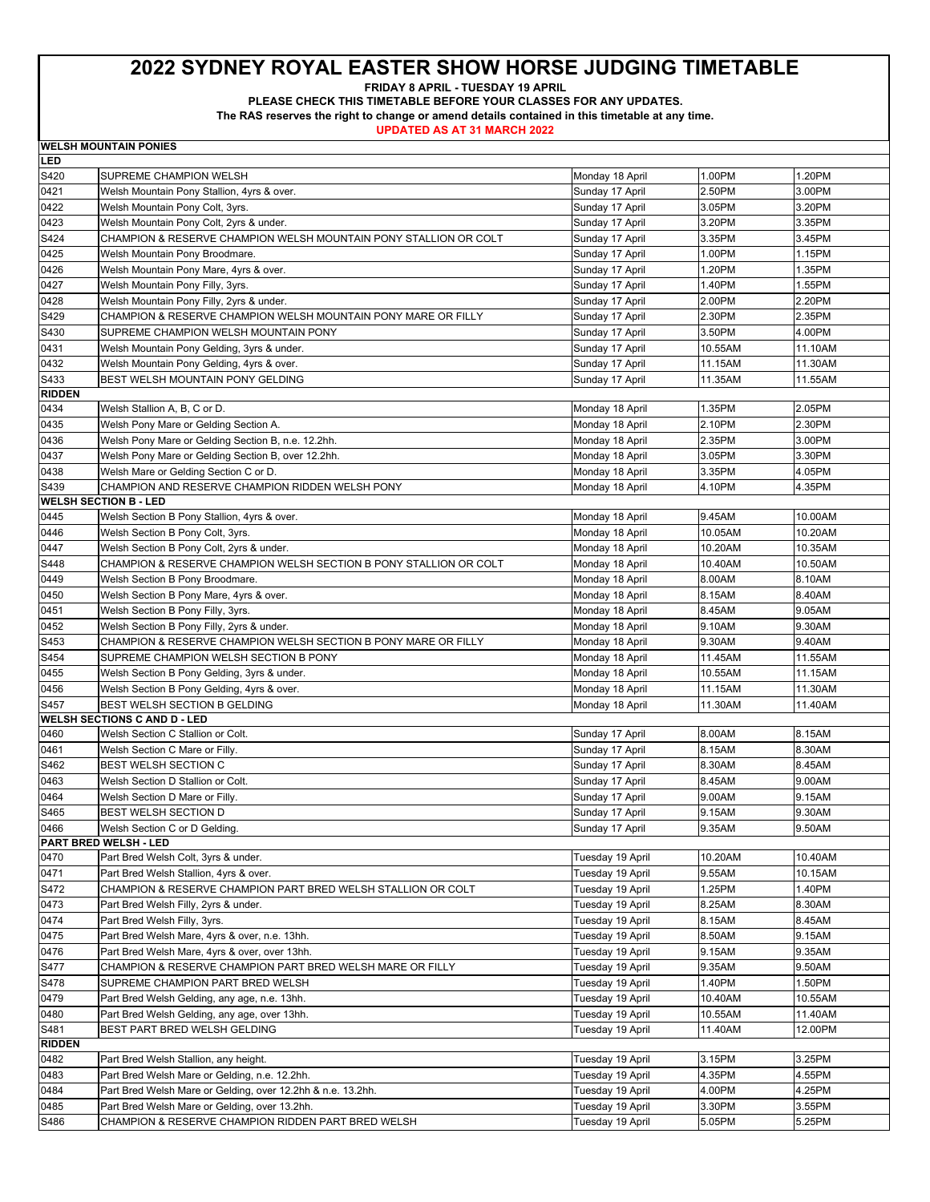# 2022 SYDNEY ROYAL EASTER SHOW HORSE JUDGING TIMETABLE

**FRIDAY 8 APRIL - TUESDAY 19 APRIL**

**PLEASE CHECK THIS TIMETABLE BEFORE YOUR CLASSES FOR ANY UPDATES.**

**The RAS reserves the right to change or amend details contained in this timetable at any time.**

**UPDATED AS AT 31 MARCH 2022**

| **WELSH MOUNTAIN PONIES** | | | | |
|---|---|---|---|---|
| **LED** | | | | |
| S420 | SUPREME CHAMPION WELSH | Monday 18 April | 1.00PM | 1.20PM |
| 0421 | Welsh Mountain Pony Stallion, 4yrs & over. | Sunday 17 April | 2.50PM | 3.00PM |
| 0422 | Welsh Mountain Pony Colt, 3yrs. | Sunday 17 April | 3.05PM | 3.20PM |
| 0423 | Welsh Mountain Pony Colt, 2yrs & under. | Sunday 17 April | 3.20PM | 3.35PM |
| S424 | CHAMPION & RESERVE CHAMPION WELSH MOUNTAIN PONY STALLION OR COLT | Sunday 17 April | 3.35PM | 3.45PM |
| 0425 | Welsh Mountain Pony Broodmare. | Sunday 17 April | 1.00PM | 1.15PM |
| 0426 | Welsh Mountain Pony Mare, 4yrs & over. | Sunday 17 April | 1.20PM | 1.35PM |
| 0427 | Welsh Mountain Pony Filly, 3yrs. | Sunday 17 April | 1.40PM | 1.55PM |
| 0428 | Welsh Mountain Pony Filly, 2yrs & under. | Sunday 17 April | 2.00PM | 2.20PM |
| S429 | CHAMPION & RESERVE CHAMPION WELSH MOUNTAIN PONY MARE OR FILLY | Sunday 17 April | 2.30PM | 2.35PM |
| S430 | SUPREME CHAMPION WELSH MOUNTAIN PONY | Sunday 17 April | 3.50PM | 4.00PM |
| 0431 | Welsh Mountain Pony Gelding, 3yrs & under. | Sunday 17 April | 10.55AM | 11.10AM |
| 0432 | Welsh Mountain Pony Gelding, 4yrs & over. | Sunday 17 April | 11.15AM | 11.30AM |
| S433 | BEST WELSH MOUNTAIN PONY GELDING | Sunday 17 April | 11.35AM | 11.55AM |
| **RIDDEN** | | | | |
| 0434 | Welsh Stallion A, B, C or D. | Monday 18 April | 1.35PM | 2.05PM |
| 0435 | Welsh Pony Mare or Gelding Section A. | Monday 18 April | 2.10PM | 2.30PM |
| 0436 | Welsh Pony Mare or Gelding Section B, n.e. 12.2hh. | Monday 18 April | 2.35PM | 3.00PM |
| 0437 | Welsh Pony Mare or Gelding Section B, over 12.2hh. | Monday 18 April | 3.05PM | 3.30PM |
| 0438 | Welsh Mare or Gelding Section C or D. | Monday 18 April | 3.35PM | 4.05PM |
| S439 | CHAMPION AND RESERVE CHAMPION RIDDEN WELSH PONY | Monday 18 April | 4.10PM | 4.35PM |
| **WELSH SECTION B - LED** | | | | |
| 0445 | Welsh Section B Pony Stallion, 4yrs & over. | Monday 18 April | 9.45AM | 10.00AM |
| 0446 | Welsh Section B Pony Colt, 3yrs. | Monday 18 April | 10.05AM | 10.20AM |
| 0447 | Welsh Section B Pony Colt, 2yrs & under. | Monday 18 April | 10.20AM | 10.35AM |
| S448 | CHAMPION & RESERVE CHAMPION WELSH SECTION B PONY STALLION OR COLT | Monday 18 April | 10.40AM | 10.50AM |
| 0449 | Welsh Section B Pony Broodmare. | Monday 18 April | 8.00AM | 8.10AM |
| 0450 | Welsh Section B Pony Mare, 4yrs & over. | Monday 18 April | 8.15AM | 8.40AM |
| 0451 | Welsh Section B Pony Filly, 3yrs. | Monday 18 April | 8.45AM | 9.05AM |
| 0452 | Welsh Section B Pony Filly, 2yrs & under. | Monday 18 April | 9.10AM | 9.30AM |
| S453 | CHAMPION & RESERVE CHAMPION WELSH SECTION B PONY MARE OR FILLY | Monday 18 April | 9.30AM | 9.40AM |
| S454 | SUPREME CHAMPION WELSH SECTION B PONY | Monday 18 April | 11.45AM | 11.55AM |
| 0455 | Welsh Section B Pony Gelding, 3yrs & under. | Monday 18 April | 10.55AM | 11.15AM |
| 0456 | Welsh Section B Pony Gelding, 4yrs & over. | Monday 18 April | 11.15AM | 11.30AM |
| S457 | BEST WELSH SECTION B GELDING | Monday 18 April | 11.30AM | 11.40AM |
| **WELSH SECTIONS C AND D - LED** | | | | |
| 0460 | Welsh Section C Stallion or Colt. | Sunday 17 April | 8.00AM | 8.15AM |
| 0461 | Welsh Section C Mare or Filly. | Sunday 17 April | 8.15AM | 8.30AM |
| S462 | BEST WELSH SECTION C | Sunday 17 April | 8.30AM | 8.45AM |
| 0463 | Welsh Section D Stallion or Colt. | Sunday 17 April | 8.45AM | 9.00AM |
| 0464 | Welsh Section D Mare or Filly. | Sunday 17 April | 9.00AM | 9.15AM |
| S465 | BEST WELSH SECTION D | Sunday 17 April | 9.15AM | 9.30AM |
| 0466 | Welsh Section C or D Gelding. | Sunday 17 April | 9.35AM | 9.50AM |
| **PART BRED WELSH - LED** | | | | |
| 0470 | Part Bred Welsh Colt, 3yrs & under. | Tuesday 19 April | 10.20AM | 10.40AM |
| 0471 | Part Bred Welsh Stallion, 4yrs & over. | Tuesday 19 April | 9.55AM | 10.15AM |
| S472 | CHAMPION & RESERVE CHAMPION PART BRED WELSH STALLION OR COLT | Tuesday 19 April | 1.25PM | 1.40PM |
| 0473 | Part Bred Welsh Filly, 2yrs & under. | Tuesday 19 April | 8.25AM | 8.30AM |
| 0474 | Part Bred Welsh Filly, 3yrs. | Tuesday 19 April | 8.15AM | 8.45AM |
| 0475 | Part Bred Welsh Mare, 4yrs & over, n.e. 13hh. | Tuesday 19 April | 8.50AM | 9.15AM |
| 0476 | Part Bred Welsh Mare, 4yrs & over, over 13hh. | Tuesday 19 April | 9.15AM | 9.35AM |
| S477 | CHAMPION & RESERVE CHAMPION PART BRED WELSH MARE OR FILLY | Tuesday 19 April | 9.35AM | 9.50AM |
| S478 | SUPREME CHAMPION PART BRED WELSH | Tuesday 19 April | 1.40PM | 1.50PM |
| 0479 | Part Bred Welsh Gelding, any age, n.e. 13hh. | Tuesday 19 April | 10.40AM | 10.55AM |
| 0480 | Part Bred Welsh Gelding, any age, over 13hh. | Tuesday 19 April | 10.55AM | 11.40AM |
| S481 | BEST PART BRED WELSH GELDING | Tuesday 19 April | 11.40AM | 12.00PM |
| **RIDDEN** | | | | |
| 0482 | Part Bred Welsh Stallion, any height. | Tuesday 19 April | 3.15PM | 3.25PM |
| 0483 | Part Bred Welsh Mare or Gelding, n.e. 12.2hh. | Tuesday 19 April | 4.35PM | 4.55PM |
| 0484 | Part Bred Welsh Mare or Gelding, over 12.2hh & n.e. 13.2hh. | Tuesday 19 April | 4.00PM | 4.25PM |
| 0485 | Part Bred Welsh Mare or Gelding, over 13.2hh. | Tuesday 19 April | 3.30PM | 3.55PM |
| S486 | CHAMPION & RESERVE CHAMPION RIDDEN PART BRED WELSH | Tuesday 19 April | 5.05PM | 5.25PM |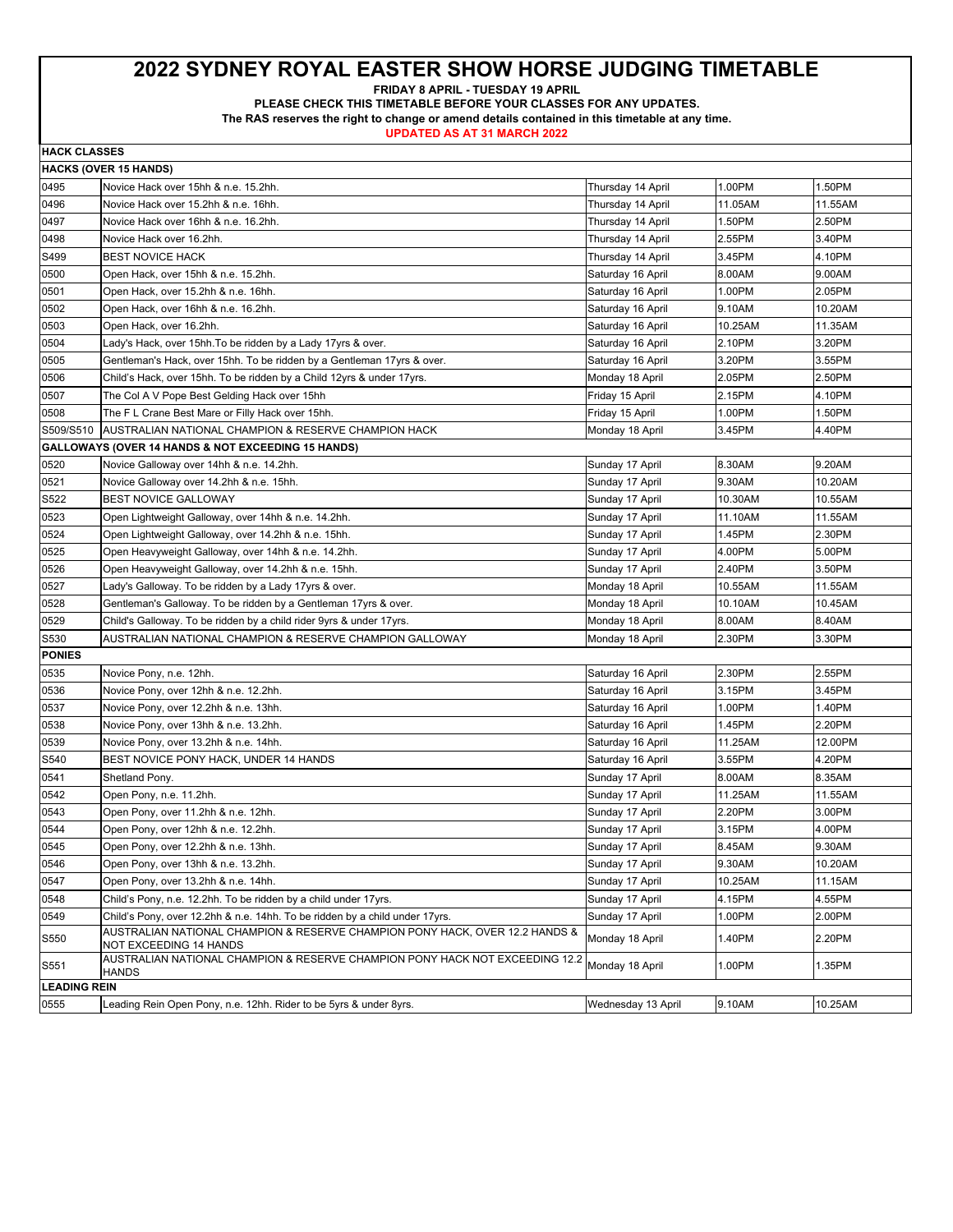# 2022 SYDNEY ROYAL EASTER SHOW HORSE JUDGING TIMETABLE

**FRIDAY 8 APRIL - TUESDAY 19 APRIL**

**PLEASE CHECK THIS TIMETABLE BEFORE YOUR CLASSES FOR ANY UPDATES.**

**The RAS reserves the right to change or amend details contained in this timetable at any time.**

**UPDATED AS AT 31 MARCH 2022**

**HACK CLASSES**

| | | | | |
|---|---|---|---|---|
| **HACKS (OVER 15 HANDS)** | | | | |
| 0495 | Novice Hack over 15hh & n.e. 15.2hh. | Thursday 14 April | 1.00PM | 1.50PM |
| 0496 | Novice Hack over 15.2hh & n.e. 16hh. | Thursday 14 April | 11.05AM | 11.55AM |
| 0497 | Novice Hack over 16hh & n.e. 16.2hh. | Thursday 14 April | 1.50PM | 2.50PM |
| 0498 | Novice Hack over 16.2hh. | Thursday 14 April | 2.55PM | 3.40PM |
| S499 | BEST NOVICE HACK | Thursday 14 April | 3.45PM | 4.10PM |
| 0500 | Open Hack, over 15hh & n.e. 15.2hh. | Saturday 16 April | 8.00AM | 9.00AM |
| 0501 | Open Hack, over 15.2hh & n.e. 16hh. | Saturday 16 April | 1.00PM | 2.05PM |
| 0502 | Open Hack, over 16hh & n.e. 16.2hh. | Saturday 16 April | 9.10AM | 10.20AM |
| 0503 | Open Hack, over 16.2hh. | Saturday 16 April | 10.25AM | 11.35AM |
| 0504 | Lady's Hack, over 15hh.To be ridden by a Lady 17yrs & over. | Saturday 16 April | 2.10PM | 3.20PM |
| 0505 | Gentleman's Hack, over 15hh. To be ridden by a Gentleman 17yrs & over. | Saturday 16 April | 3.20PM | 3.55PM |
| 0506 | Child's Hack, over 15hh. To be ridden by a Child 12yrs & under 17yrs. | Monday 18 April | 2.05PM | 2.50PM |
| 0507 | The Col A V Pope Best Gelding Hack over 15hh | Friday 15 April | 2.15PM | 4.10PM |
| 0508 | The F L Crane Best Mare or Filly Hack over 15hh. | Friday 15 April | 1.00PM | 1.50PM |
| S509/S510 | AUSTRALIAN NATIONAL CHAMPION & RESERVE CHAMPION HACK | Monday 18 April | 3.45PM | 4.40PM |
| **GALLOWAYS (OVER 14 HANDS & NOT EXCEEDING 15 HANDS)** | | | | |
| 0520 | Novice Galloway over 14hh & n.e. 14.2hh. | Sunday 17 April | 8.30AM | 9.20AM |
| 0521 | Novice Galloway over 14.2hh & n.e. 15hh. | Sunday 17 April | 9.30AM | 10.20AM |
| S522 | BEST NOVICE GALLOWAY | Sunday 17 April | 10.30AM | 10.55AM |
| 0523 | Open Lightweight Galloway, over 14hh & n.e. 14.2hh. | Sunday 17 April | 11.10AM | 11.55AM |
| 0524 | Open Lightweight Galloway, over 14.2hh & n.e. 15hh. | Sunday 17 April | 1.45PM | 2.30PM |
| 0525 | Open Heavyweight Galloway, over 14hh & n.e. 14.2hh. | Sunday 17 April | 4.00PM | 5.00PM |
| 0526 | Open Heavyweight Galloway, over 14.2hh & n.e. 15hh. | Sunday 17 April | 2.40PM | 3.50PM |
| 0527 | Lady's Galloway. To be ridden by a Lady 17yrs & over. | Monday 18 April | 10.55AM | 11.55AM |
| 0528 | Gentleman's Galloway. To be ridden by a Gentleman 17yrs & over. | Monday 18 April | 10.10AM | 10.45AM |
| 0529 | Child's Galloway. To be ridden by a child rider 9yrs & under 17yrs. | Monday 18 April | 8.00AM | 8.40AM |
| S530 | AUSTRALIAN NATIONAL CHAMPION & RESERVE CHAMPION GALLOWAY | Monday 18 April | 2.30PM | 3.30PM |
| **PONIES** | | | | |
| 0535 | Novice Pony, n.e. 12hh. | Saturday 16 April | 2.30PM | 2.55PM |
| 0536 | Novice Pony, over 12hh & n.e. 12.2hh. | Saturday 16 April | 3.15PM | 3.45PM |
| 0537 | Novice Pony, over 12.2hh & n.e. 13hh. | Saturday 16 April | 1.00PM | 1.40PM |
| 0538 | Novice Pony, over 13hh & n.e. 13.2hh. | Saturday 16 April | 1.45PM | 2.20PM |
| 0539 | Novice Pony, over 13.2hh & n.e. 14hh. | Saturday 16 April | 11.25AM | 12.00PM |
| S540 | BEST NOVICE PONY HACK, UNDER 14 HANDS | Saturday 16 April | 3.55PM | 4.20PM |
| 0541 | Shetland Pony. | Sunday 17 April | 8.00AM | 8.35AM |
| 0542 | Open Pony, n.e. 11.2hh. | Sunday 17 April | 11.25AM | 11.55AM |
| 0543 | Open Pony, over 11.2hh & n.e. 12hh. | Sunday 17 April | 2.20PM | 3.00PM |
| 0544 | Open Pony, over 12hh & n.e. 12.2hh. | Sunday 17 April | 3.15PM | 4.00PM |
| 0545 | Open Pony, over 12.2hh & n.e. 13hh. | Sunday 17 April | 8.45AM | 9.30AM |
| 0546 | Open Pony, over 13hh & n.e. 13.2hh. | Sunday 17 April | 9.30AM | 10.20AM |
| 0547 | Open Pony, over 13.2hh & n.e. 14hh. | Sunday 17 April | 10.25AM | 11.15AM |
| 0548 | Child's Pony, n.e. 12.2hh. To be ridden by a child under 17yrs. | Sunday 17 April | 4.15PM | 4.55PM |
| 0549 | Child's Pony, over 12.2hh & n.e. 14hh. To be ridden by a child under 17yrs. | Sunday 17 April | 1.00PM | 2.00PM |
| S550 | AUSTRALIAN NATIONAL CHAMPION & RESERVE CHAMPION PONY HACK, OVER 12.2 HANDS & NOT EXCEEDING 14 HANDS | Monday 18 April | 1.40PM | 2.20PM |
| S551 | AUSTRALIAN NATIONAL CHAMPION & RESERVE CHAMPION PONY HACK NOT EXCEEDING 12.2 HANDS | Monday 18 April | 1.00PM | 1.35PM |
| **LEADING REIN** | | | | |
| 0555 | Leading Rein Open Pony, n.e. 12hh. Rider to be 5yrs & under 8yrs. | Wednesday 13 April | 9.10AM | 10.25AM |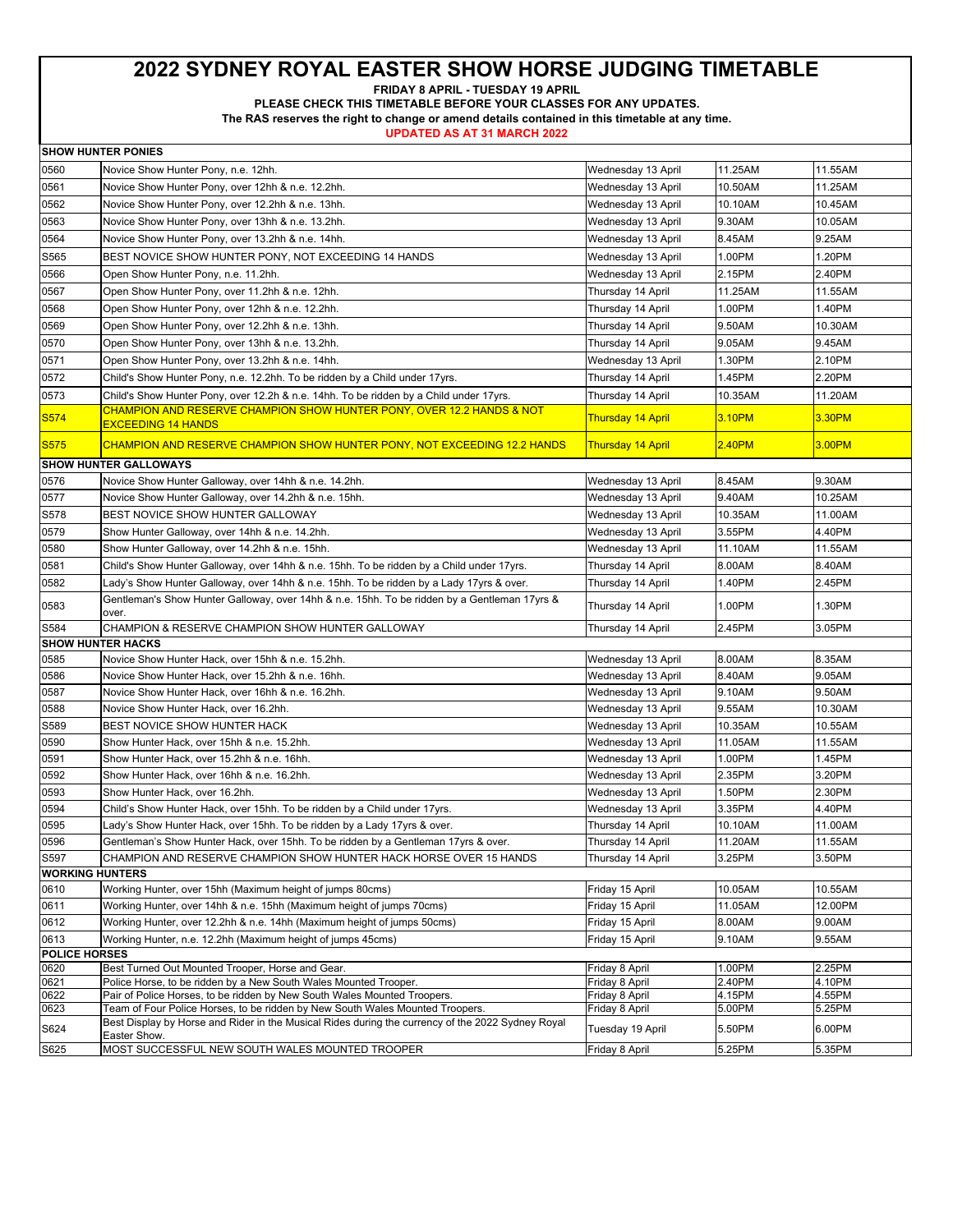# 2022 SYDNEY ROYAL EASTER SHOW HORSE JUDGING TIMETABLE

**FRIDAY 8 APRIL - TUESDAY 19 APRIL**

**PLEASE CHECK THIS TIMETABLE BEFORE YOUR CLASSES FOR ANY UPDATES.**

**The RAS reserves the right to change or amend details contained in this timetable at any time.**

**UPDATED AS AT 31 MARCH 2022**

| | | | | |
|---|---|---|---|---|
| **SHOW HUNTER PONIES** | | | | |
| 0560 | Novice Show Hunter Pony, n.e. 12hh. | Wednesday 13 April | 11.25AM | 11.55AM |
| 0561 | Novice Show Hunter Pony, over 12hh & n.e. 12.2hh. | Wednesday 13 April | 10.50AM | 11.25AM |
| 0562 | Novice Show Hunter Pony, over 12.2hh & n.e. 13hh. | Wednesday 13 April | 10.10AM | 10.45AM |
| 0563 | Novice Show Hunter Pony, over 13hh & n.e. 13.2hh. | Wednesday 13 April | 9.30AM | 10.05AM |
| 0564 | Novice Show Hunter Pony, over 13.2hh & n.e. 14hh. | Wednesday 13 April | 8.45AM | 9.25AM |
| S565 | BEST NOVICE SHOW HUNTER PONY, NOT EXCEEDING 14 HANDS | Wednesday 13 April | 1.00PM | 1.20PM |
| 0566 | Open Show Hunter Pony, n.e. 11.2hh. | Wednesday 13 April | 2.15PM | 2.40PM |
| 0567 | Open Show Hunter Pony, over 11.2hh & n.e. 12hh. | Thursday 14 April | 11.25AM | 11.55AM |
| 0568 | Open Show Hunter Pony, over 12hh & n.e. 12.2hh. | Thursday 14 April | 1.00PM | 1.40PM |
| 0569 | Open Show Hunter Pony, over 12.2hh & n.e. 13hh. | Thursday 14 April | 9.50AM | 10.30AM |
| 0570 | Open Show Hunter Pony, over 13hh & n.e. 13.2hh. | Thursday 14 April | 9.05AM | 9.45AM |
| 0571 | Open Show Hunter Pony, over 13.2hh & n.e. 14hh. | Wednesday 13 April | 1.30PM | 2.10PM |
| 0572 | Child's Show Hunter Pony, n.e. 12.2hh. To be ridden by a Child under 17yrs. | Thursday 14 April | 1.45PM | 2.20PM |
| 0573 | Child's Show Hunter Pony, over 12.2h & n.e. 14hh. To be ridden by a Child under 17yrs. | Thursday 14 April | 10.35AM | 11.20AM |
| S574 | CHAMPION AND RESERVE CHAMPION SHOW HUNTER PONY, OVER 12.2 HANDS & NOT EXCEEDING 14 HANDS | Thursday 14 April | 3.10PM | 3.30PM |
| S575 | CHAMPION AND RESERVE CHAMPION SHOW HUNTER PONY, NOT EXCEEDING 12.2 HANDS | Thursday 14 April | 2.40PM | 3.00PM |
| **SHOW HUNTER GALLOWAYS** | | | | |
| 0576 | Novice Show Hunter Galloway, over 14hh & n.e. 14.2hh. | Wednesday 13 April | 8.45AM | 9.30AM |
| 0577 | Novice Show Hunter Galloway, over 14.2hh & n.e. 15hh. | Wednesday 13 April | 9.40AM | 10.25AM |
| S578 | BEST NOVICE SHOW HUNTER GALLOWAY | Wednesday 13 April | 10.35AM | 11.00AM |
| 0579 | Show Hunter Galloway, over 14hh & n.e. 14.2hh. | Wednesday 13 April | 3.55PM | 4.40PM |
| 0580 | Show Hunter Galloway, over 14.2hh & n.e. 15hh. | Wednesday 13 April | 11.10AM | 11.55AM |
| 0581 | Child's Show Hunter Galloway, over 14hh & n.e. 15hh. To be ridden by a Child under 17yrs. | Thursday 14 April | 8.00AM | 8.40AM |
| 0582 | Lady's Show Hunter Galloway, over 14hh & n.e. 15hh. To be ridden by a Lady 17yrs & over. | Thursday 14 April | 1.40PM | 2.45PM |
| 0583 | Gentleman's Show Hunter Galloway, over 14hh & n.e. 15hh. To be ridden by a Gentleman 17yrs & over. | Thursday 14 April | 1.00PM | 1.30PM |
| S584 | CHAMPION & RESERVE CHAMPION SHOW HUNTER GALLOWAY | Thursday 14 April | 2.45PM | 3.05PM |
| **SHOW HUNTER HACKS** | | | | |
| 0585 | Novice Show Hunter Hack, over 15hh & n.e. 15.2hh. | Wednesday 13 April | 8.00AM | 8.35AM |
| 0586 | Novice Show Hunter Hack, over 15.2hh & n.e. 16hh. | Wednesday 13 April | 8.40AM | 9.05AM |
| 0587 | Novice Show Hunter Hack, over 16hh & n.e. 16.2hh. | Wednesday 13 April | 9.10AM | 9.50AM |
| 0588 | Novice Show Hunter Hack, over 16.2hh. | Wednesday 13 April | 9.55AM | 10.30AM |
| S589 | BEST NOVICE SHOW HUNTER HACK | Wednesday 13 April | 10.35AM | 10.55AM |
| 0590 | Show Hunter Hack, over 15hh & n.e. 15.2hh. | Wednesday 13 April | 11.05AM | 11.55AM |
| 0591 | Show Hunter Hack, over 15.2hh & n.e. 16hh. | Wednesday 13 April | 1.00PM | 1.45PM |
| 0592 | Show Hunter Hack, over 16hh & n.e. 16.2hh. | Wednesday 13 April | 2.35PM | 3.20PM |
| 0593 | Show Hunter Hack, over 16.2hh. | Wednesday 13 April | 1.50PM | 2.30PM |
| 0594 | Child's Show Hunter Hack, over 15hh. To be ridden by a Child under 17yrs. | Wednesday 13 April | 3.35PM | 4.40PM |
| 0595 | Lady's Show Hunter Hack, over 15hh. To be ridden by a Lady 17yrs & over. | Thursday 14 April | 10.10AM | 11.00AM |
| 0596 | Gentleman's Show Hunter Hack, over 15hh. To be ridden by a Gentleman 17yrs & over. | Thursday 14 April | 11.20AM | 11.55AM |
| S597 | CHAMPION AND RESERVE CHAMPION SHOW HUNTER HACK HORSE OVER 15 HANDS | Thursday 14 April | 3.25PM | 3.50PM |
| **WORKING HUNTERS** | | | | |
| 0610 | Working Hunter, over 15hh (Maximum height of jumps 80cms) | Friday 15 April | 10.05AM | 10.55AM |
| 0611 | Working Hunter, over 14hh & n.e. 15hh (Maximum height of jumps 70cms) | Friday 15 April | 11.05AM | 12.00PM |
| 0612 | Working Hunter, over 12.2hh & n.e. 14hh (Maximum height of jumps 50cms) | Friday 15 April | 8.00AM | 9.00AM |
| 0613 | Working Hunter, n.e. 12.2hh (Maximum height of jumps 45cms) | Friday 15 April | 9.10AM | 9.55AM |
| **POLICE HORSES** | | | | |
| 0620 | Best Turned Out Mounted Trooper, Horse and Gear. | Friday 8 April | 1.00PM | 2.25PM |
| 0621 | Police Horse, to be ridden by a New South Wales Mounted Trooper. | Friday 8 April | 2.40PM | 4.10PM |
| 0622 | Pair of Police Horses, to be ridden by New South Wales Mounted Troopers. | Friday 8 April | 4.15PM | 4.55PM |
| 0623 | Team of Four Police Horses, to be ridden by New South Wales Mounted Troopers. | Friday 8 April | 5.00PM | 5.25PM |
| S624 | Best Display by Horse and Rider in the Musical Rides during the currency of the 2022 Sydney Royal Easter Show. | Tuesday 19 April | 5.50PM | 6.00PM |
| S625 | MOST SUCCESSFUL NEW SOUTH WALES MOUNTED TROOPER | Friday 8 April | 5.25PM | 5.35PM |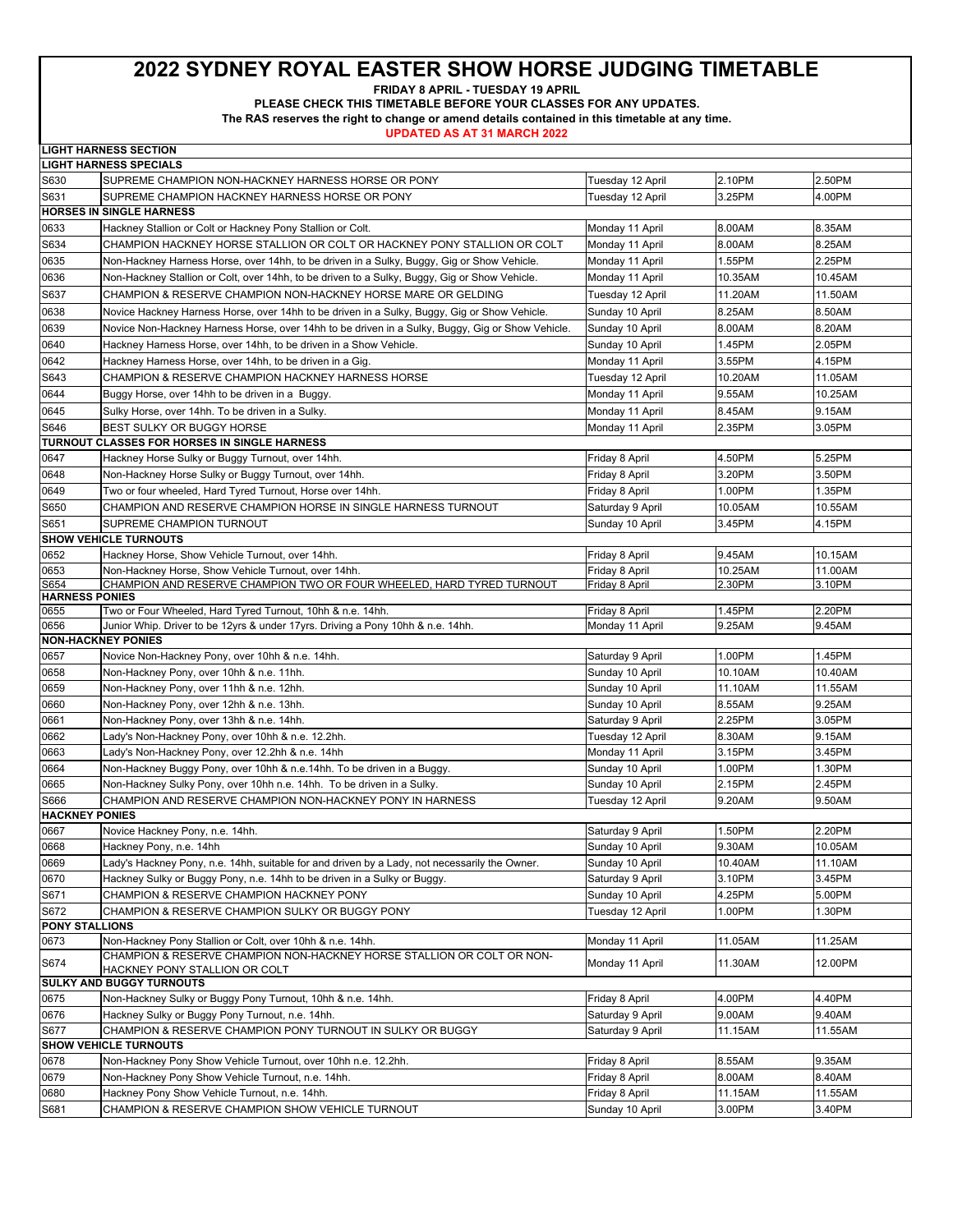# 2022 SYDNEY ROYAL EASTER SHOW HORSE JUDGING TIMETABLE

**FRIDAY 8 APRIL - TUESDAY 19 APRIL**

**PLEASE CHECK THIS TIMETABLE BEFORE YOUR CLASSES FOR ANY UPDATES.**

**The RAS reserves the right to change or amend details contained in this timetable at any time.**

**UPDATED AS AT 31 MARCH 2022**

| LIGHT HARNESS SECTION | | | | |
|---|---|---|---|---|
| **LIGHT HARNESS SPECIALS** | | | | |
| S630 | SUPREME CHAMPION NON-HACKNEY HARNESS HORSE OR PONY | Tuesday 12 April | 2.10PM | 2.50PM |
| S631 | SUPREME CHAMPION HACKNEY HARNESS HORSE OR PONY | Tuesday 12 April | 3.25PM | 4.00PM |
| **HORSES IN SINGLE HARNESS** | | | | |
| 0633 | Hackney Stallion or Colt or Hackney Pony Stallion or Colt. | Monday 11 April | 8.00AM | 8.35AM |
| S634 | CHAMPION HACKNEY HORSE STALLION OR COLT OR HACKNEY PONY STALLION OR COLT | Monday 11 April | 8.00AM | 8.25AM |
| 0635 | Non-Hackney Harness Horse, over 14hh, to be driven in a Sulky, Buggy, Gig or Show Vehicle. | Monday 11 April | 1.55PM | 2.25PM |
| 0636 | Non-Hackney Stallion or Colt, over 14hh, to be driven to a Sulky, Buggy, Gig or Show Vehicle. | Monday 11 April | 10.35AM | 10.45AM |
| S637 | CHAMPION & RESERVE CHAMPION NON-HACKNEY HORSE MARE OR GELDING | Tuesday 12 April | 11.20AM | 11.50AM |
| 0638 | Novice Hackney Harness Horse, over 14hh to be driven in a Sulky, Buggy, Gig or Show Vehicle. | Sunday 10 April | 8.25AM | 8.50AM |
| 0639 | Novice Non-Hackney Harness Horse, over 14hh to be driven in a Sulky, Buggy, Gig or Show Vehicle. | Sunday 10 April | 8.00AM | 8.20AM |
| 0640 | Hackney Harness Horse, over 14hh, to be driven in a Show Vehicle. | Sunday 10 April | 1.45PM | 2.05PM |
| 0642 | Hackney Harness Horse, over 14hh, to be driven in a Gig. | Monday 11 April | 3.55PM | 4.15PM |
| S643 | CHAMPION & RESERVE CHAMPION HACKNEY HARNESS HORSE | Tuesday 12 April | 10.20AM | 11.05AM |
| 0644 | Buggy Horse, over 14hh to be driven in a Buggy. | Monday 11 April | 9.55AM | 10.25AM |
| 0645 | Sulky Horse, over 14hh. To be driven in a Sulky. | Monday 11 April | 8.45AM | 9.15AM |
| S646 | BEST SULKY OR BUGGY HORSE | Monday 11 April | 2.35PM | 3.05PM |
| **TURNOUT CLASSES FOR HORSES IN SINGLE HARNESS** | | | | |
| 0647 | Hackney Horse Sulky or Buggy Turnout, over 14hh. | Friday 8 April | 4.50PM | 5.25PM |
| 0648 | Non-Hackney Horse Sulky or Buggy Turnout, over 14hh. | Friday 8 April | 3.20PM | 3.50PM |
| 0649 | Two or four wheeled, Hard Tyred Turnout, Horse over 14hh. | Friday 8 April | 1.00PM | 1.35PM |
| S650 | CHAMPION AND RESERVE CHAMPION HORSE IN SINGLE HARNESS TURNOUT | Saturday 9 April | 10.05AM | 10.55AM |
| S651 | SUPREME CHAMPION TURNOUT | Sunday 10 April | 3.45PM | 4.15PM |
| **SHOW VEHICLE TURNOUTS** | | | | |
| 0652 | Hackney Horse, Show Vehicle Turnout, over 14hh. | Friday 8 April | 9.45AM | 10.15AM |
| 0653 | Non-Hackney Horse, Show Vehicle Turnout, over 14hh. | Friday 8 April | 10.25AM | 11.00AM |
| S654 | CHAMPION AND RESERVE CHAMPION TWO OR FOUR WHEELED, HARD TYRED TURNOUT | Friday 8 April | 2.30PM | 3.10PM |
| **HARNESS PONIES** | | | | |
| 0655 | Two or Four Wheeled, Hard Tyred Turnout, 10hh & n.e. 14hh. | Friday 8 April | 1.45PM | 2.20PM |
| 0656 | Junior Whip. Driver to be 12yrs & under 17yrs. Driving a Pony 10hh & n.e. 14hh. | Monday 11 April | 9.25AM | 9.45AM |
| **NON-HACKNEY PONIES** | | | | |
| 0657 | Novice Non-Hackney Pony, over 10hh & n.e. 14hh. | Saturday 9 April | 1.00PM | 1.45PM |
| 0658 | Non-Hackney Pony, over 10hh & n.e. 11hh. | Sunday 10 April | 10.10AM | 10.40AM |
| 0659 | Non-Hackney Pony, over 11hh & n.e. 12hh. | Sunday 10 April | 11.10AM | 11.55AM |
| 0660 | Non-Hackney Pony, over 12hh & n.e. 13hh. | Sunday 10 April | 8.55AM | 9.25AM |
| 0661 | Non-Hackney Pony, over 13hh & n.e. 14hh. | Saturday 9 April | 2.25PM | 3.05PM |
| 0662 | Lady's Non-Hackney Pony, over 10hh & n.e. 12.2hh. | Tuesday 12 April | 8.30AM | 9.15AM |
| 0663 | Lady's Non-Hackney Pony, over 12.2hh & n.e. 14hh | Monday 11 April | 3.15PM | 3.45PM |
| 0664 | Non-Hackney Buggy Pony, over 10hh & n.e.14hh. To be driven in a Buggy. | Sunday 10 April | 1.00PM | 1.30PM |
| 0665 | Non-Hackney Sulky Pony, over 10hh n.e. 14hh. To be driven in a Sulky. | Sunday 10 April | 2.15PM | 2.45PM |
| S666 | CHAMPION AND RESERVE CHAMPION NON-HACKNEY PONY IN HARNESS | Tuesday 12 April | 9.20AM | 9.50AM |
| **HACKNEY PONIES** | | | | |
| 0667 | Novice Hackney Pony, n.e. 14hh. | Saturday 9 April | 1.50PM | 2.20PM |
| 0668 | Hackney Pony, n.e. 14hh | Sunday 10 April | 9.30AM | 10.05AM |
| 0669 | Lady's Hackney Pony, n.e 14hh, suitable for and driven by a Lady, not necessarily the Owner. | Sunday 10 April | 10.40AM | 11.10AM |
| 0670 | Hackney Sulky or Buggy Pony, n.e. 14hh to be driven in a Sulky or Buggy. | Saturday 9 April | 3.10PM | 3.45PM |
| S671 | CHAMPION & RESERVE CHAMPION HACKNEY PONY | Sunday 10 April | 4.25PM | 5.00PM |
| S672 | CHAMPION & RESERVE CHAMPION SULKY OR BUGGY PONY | Tuesday 12 April | 1.00PM | 1.30PM |
| **PONY STALLIONS** | | | | |
| 0673 | Non-Hackney Pony Stallion or Colt, over 10hh & n.e. 14hh. | Monday 11 April | 11.05AM | 11.25AM |
| S674 | CHAMPION & RESERVE CHAMPION NON-HACKNEY HORSE STALLION OR COLT OR NON-HACKNEY PONY STALLION OR COLT | Monday 11 April | 11.30AM | 12.00PM |
| **SULKY AND BUGGY TURNOUTS** | | | | |
| 0675 | Non-Hackney Sulky or Buggy Pony Turnout, 10hh & n.e. 14hh. | Friday 8 April | 4.00PM | 4.40PM |
| 0676 | Hackney Sulky or Buggy Pony Turnout, n.e. 14hh. | Saturday 9 April | 9.00AM | 9.40AM |
| S677 | CHAMPION & RESERVE CHAMPION PONY TURNOUT IN SULKY OR BUGGY | Saturday 9 April | 11.15AM | 11.55AM |
| **SHOW VEHICLE TURNOUTS** | | | | |
| 0678 | Non-Hackney Pony Show Vehicle Turnout, over 10hh n.e. 12.2hh. | Friday 8 April | 8.55AM | 9.35AM |
| 0679 | Non-Hackney Pony Show Vehicle Turnout, n.e. 14hh. | Friday 8 April | 8.00AM | 8.40AM |
| 0680 | Hackney Pony Show Vehicle Turnout, n.e. 14hh. | Friday 8 April | 11.15AM | 11.55AM |
| S681 | CHAMPION & RESERVE CHAMPION SHOW VEHICLE TURNOUT | Sunday 10 April | 3.00PM | 3.40PM |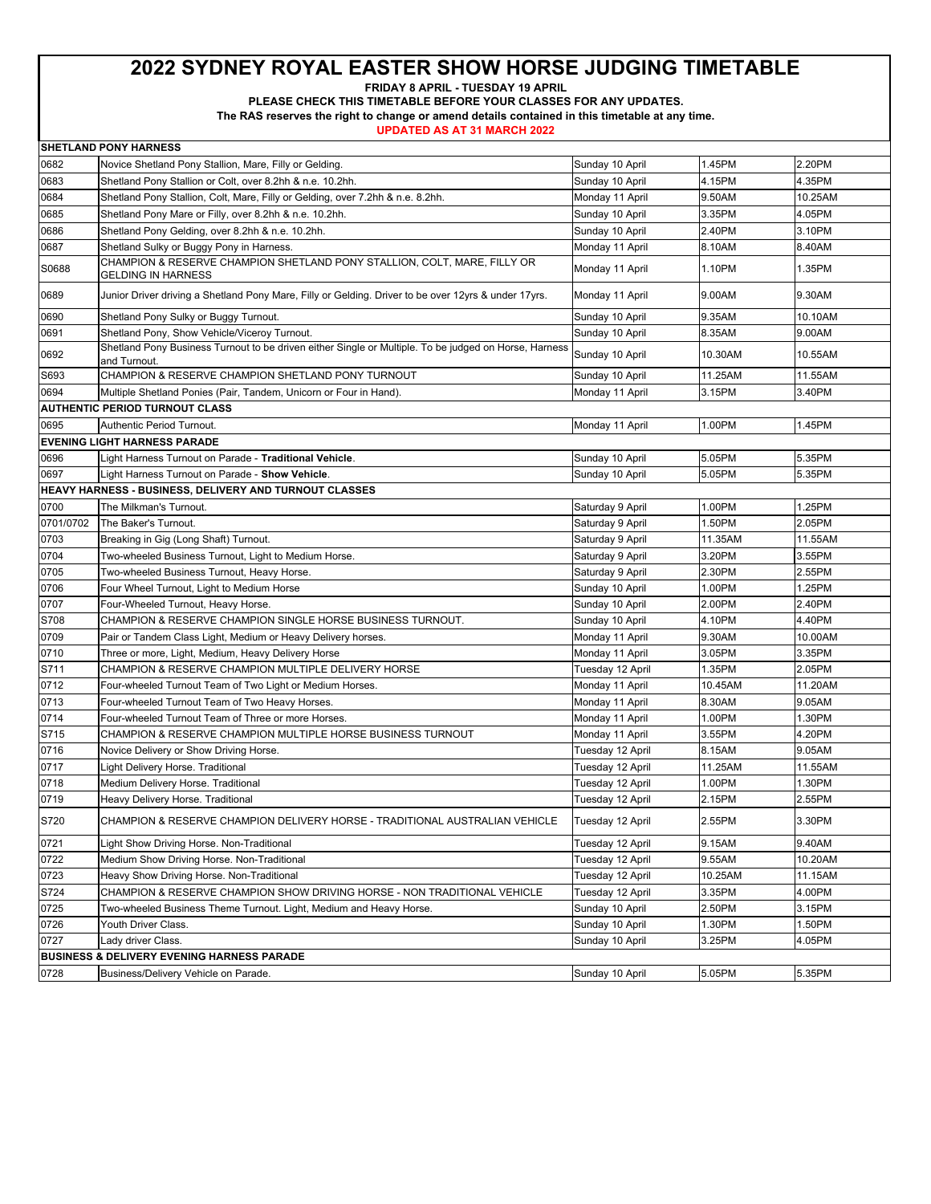# 2022 SYDNEY ROYAL EASTER SHOW HORSE JUDGING TIMETABLE

**FRIDAY 8 APRIL - TUESDAY 19 APRIL**

**PLEASE CHECK THIS TIMETABLE BEFORE YOUR CLASSES FOR ANY UPDATES.**

**The RAS reserves the right to change or amend details contained in this timetable at any time.**

**UPDATED AS AT 31 MARCH 2022**

| | | | | |
|---|---|---|---|---|
| **SHETLAND PONY HARNESS** | | | | |
| 0682 | Novice Shetland Pony Stallion, Mare, Filly or Gelding. | Sunday 10 April | 1.45PM | 2.20PM |
| 0683 | Shetland Pony Stallion or Colt, over 8.2hh & n.e. 10.2hh. | Sunday 10 April | 4.15PM | 4.35PM |
| 0684 | Shetland Pony Stallion, Colt, Mare, Filly or Gelding, over 7.2hh & n.e. 8.2hh. | Monday 11 April | 9.50AM | 10.25AM |
| 0685 | Shetland Pony Mare or Filly, over 8.2hh & n.e. 10.2hh. | Sunday 10 April | 3.35PM | 4.05PM |
| 0686 | Shetland Pony Gelding, over 8.2hh & n.e. 10.2hh. | Sunday 10 April | 2.40PM | 3.10PM |
| 0687 | Shetland Sulky or Buggy Pony in Harness. | Monday 11 April | 8.10AM | 8.40AM |
| S0688 | CHAMPION & RESERVE CHAMPION SHETLAND PONY STALLION, COLT, MARE, FILLY OR GELDING IN HARNESS | Monday 11 April | 1.10PM | 1.35PM |
| 0689 | Junior Driver driving a Shetland Pony Mare, Filly or Gelding. Driver to be over 12yrs & under 17yrs. | Monday 11 April | 9.00AM | 9.30AM |
| 0690 | Shetland Pony Sulky or Buggy Turnout. | Sunday 10 April | 9.35AM | 10.10AM |
| 0691 | Shetland Pony, Show Vehicle/Viceroy Turnout. | Sunday 10 April | 8.35AM | 9.00AM |
| 0692 | Shetland Pony Business Turnout to be driven either Single or Multiple. To be judged on Horse, Harness and Turnout. | Sunday 10 April | 10.30AM | 10.55AM |
| S693 | CHAMPION & RESERVE CHAMPION SHETLAND PONY TURNOUT | Sunday 10 April | 11.25AM | 11.55AM |
| 0694 | Multiple Shetland Ponies (Pair, Tandem, Unicorn or Four in Hand). | Monday 11 April | 3.15PM | 3.40PM |
| **AUTHENTIC PERIOD TURNOUT CLASS** | | | | |
| 0695 | Authentic Period Turnout. | Monday 11 April | 1.00PM | 1.45PM |
| **EVENING LIGHT HARNESS PARADE** | | | | |
| 0696 | Light Harness Turnout on Parade - **Traditional Vehicle**. | Sunday 10 April | 5.05PM | 5.35PM |
| 0697 | Light Harness Turnout on Parade - **Show Vehicle**. | Sunday 10 April | 5.05PM | 5.35PM |
| **HEAVY HARNESS - BUSINESS, DELIVERY AND TURNOUT CLASSES** | | | | |
| 0700 | The Milkman's Turnout. | Saturday 9 April | 1.00PM | 1.25PM |
| 0701/0702 | The Baker's Turnout. | Saturday 9 April | 1.50PM | 2.05PM |
| 0703 | Breaking in Gig (Long Shaft) Turnout. | Saturday 9 April | 11.35AM | 11.55AM |
| 0704 | Two-wheeled Business Turnout, Light to Medium Horse. | Saturday 9 April | 3.20PM | 3.55PM |
| 0705 | Two-wheeled Business Turnout, Heavy Horse. | Saturday 9 April | 2.30PM | 2.55PM |
| 0706 | Four Wheel Turnout, Light to Medium Horse | Sunday 10 April | 1.00PM | 1.25PM |
| 0707 | Four-Wheeled Turnout, Heavy Horse. | Sunday 10 April | 2.00PM | 2.40PM |
| S708 | CHAMPION & RESERVE CHAMPION SINGLE HORSE BUSINESS TURNOUT. | Sunday 10 April | 4.10PM | 4.40PM |
| 0709 | Pair or Tandem Class Light, Medium or Heavy Delivery horses. | Monday 11 April | 9.30AM | 10.00AM |
| 0710 | Three or more, Light, Medium, Heavy Delivery Horse | Monday 11 April | 3.05PM | 3.35PM |
| S711 | CHAMPION & RESERVE CHAMPION MULTIPLE DELIVERY HORSE | Tuesday 12 April | 1.35PM | 2.05PM |
| 0712 | Four-wheeled Turnout Team of Two Light or Medium Horses. | Monday 11 April | 10.45AM | 11.20AM |
| 0713 | Four-wheeled Turnout Team of Two Heavy Horses. | Monday 11 April | 8.30AM | 9.05AM |
| 0714 | Four-wheeled Turnout Team of Three or more Horses. | Monday 11 April | 1.00PM | 1.30PM |
| S715 | CHAMPION & RESERVE CHAMPION MULTIPLE HORSE BUSINESS TURNOUT | Monday 11 April | 3.55PM | 4.20PM |
| 0716 | Novice Delivery or Show Driving Horse. | Tuesday 12 April | 8.15AM | 9.05AM |
| 0717 | Light Delivery Horse. Traditional | Tuesday 12 April | 11.25AM | 11.55AM |
| 0718 | Medium Delivery Horse. Traditional | Tuesday 12 April | 1.00PM | 1.30PM |
| 0719 | Heavy Delivery Horse. Traditional | Tuesday 12 April | 2.15PM | 2.55PM |
| S720 | CHAMPION & RESERVE CHAMPION DELIVERY HORSE - TRADITIONAL AUSTRALIAN VEHICLE | Tuesday 12 April | 2.55PM | 3.30PM |
| 0721 | Light Show Driving Horse. Non-Traditional | Tuesday 12 April | 9.15AM | 9.40AM |
| 0722 | Medium Show Driving Horse. Non-Traditional | Tuesday 12 April | 9.55AM | 10.20AM |
| 0723 | Heavy Show Driving Horse. Non-Traditional | Tuesday 12 April | 10.25AM | 11.15AM |
| S724 | CHAMPION & RESERVE CHAMPION SHOW DRIVING HORSE - NON TRADITIONAL VEHICLE | Tuesday 12 April | 3.35PM | 4.00PM |
| 0725 | Two-wheeled Business Theme Turnout. Light, Medium and Heavy Horse. | Sunday 10 April | 2.50PM | 3.15PM |
| 0726 | Youth Driver Class. | Sunday 10 April | 1.30PM | 1.50PM |
| 0727 | Lady driver Class. | Sunday 10 April | 3.25PM | 4.05PM |
| **BUSINESS & DELIVERY EVENING HARNESS PARADE** | | | | |
| 0728 | Business/Delivery Vehicle on Parade. | Sunday 10 April | 5.05PM | 5.35PM |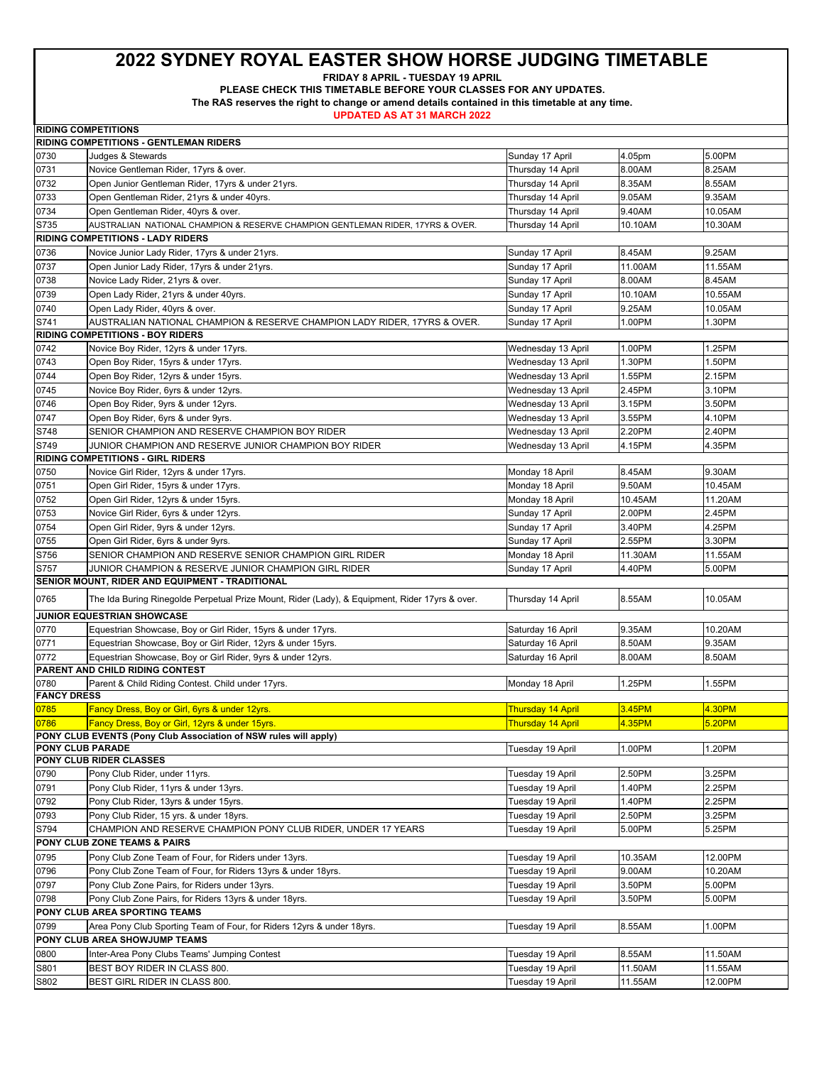# 2022 SYDNEY ROYAL EASTER SHOW HORSE JUDGING TIMETABLE

**FRIDAY 8 APRIL - TUESDAY 19 APRIL**

**PLEASE CHECK THIS TIMETABLE BEFORE YOUR CLASSES FOR ANY UPDATES.**

**The RAS reserves the right to change or amend details contained in this timetable at any time.**

**UPDATED AS AT 31 MARCH 2022**

| | | | | |
|---|---|---|---|---|
| **RIDING COMPETITIONS** | | | | |
| **RIDING COMPETITIONS - GENTLEMAN RIDERS** | | | | |
| 0730 | Judges & Stewards | Sunday 17 April | 4.05pm | 5.00PM |
| 0731 | Novice Gentleman Rider, 17yrs & over. | Thursday 14 April | 8.00AM | 8.25AM |
| 0732 | Open Junior Gentleman Rider, 17yrs & under 21yrs. | Thursday 14 April | 8.35AM | 8.55AM |
| 0733 | Open Gentleman Rider, 21yrs & under 40yrs. | Thursday 14 April | 9.05AM | 9.35AM |
| 0734 | Open Gentleman Rider, 40yrs & over. | Thursday 14 April | 9.40AM | 10.05AM |
| S735 | AUSTRALIAN NATIONAL CHAMPION & RESERVE CHAMPION GENTLEMAN RIDER, 17YRS & OVER. | Thursday 14 April | 10.10AM | 10.30AM |
| **RIDING COMPETITIONS - LADY RIDERS** | | | | |
| 0736 | Novice Junior Lady Rider, 17yrs & under 21yrs. | Sunday 17 April | 8.45AM | 9.25AM |
| 0737 | Open Junior Lady Rider, 17yrs & under 21yrs. | Sunday 17 April | 11.00AM | 11.55AM |
| 0738 | Novice Lady Rider, 21yrs & over. | Sunday 17 April | 8.00AM | 8.45AM |
| 0739 | Open Lady Rider, 21yrs & under 40yrs. | Sunday 17 April | 10.10AM | 10.55AM |
| 0740 | Open Lady Rider, 40yrs & over. | Sunday 17 April | 9.25AM | 10.05AM |
| S741 | AUSTRALIAN NATIONAL CHAMPION & RESERVE CHAMPION LADY RIDER, 17YRS & OVER. | Sunday 17 April | 1.00PM | 1.30PM |
| **RIDING COMPETITIONS - BOY RIDERS** | | | | |
| 0742 | Novice Boy Rider, 12yrs & under 17yrs. | Wednesday 13 April | 1.00PM | 1.25PM |
| 0743 | Open Boy Rider, 15yrs & under 17yrs. | Wednesday 13 April | 1.30PM | 1.50PM |
| 0744 | Open Boy Rider, 12yrs & under 15yrs. | Wednesday 13 April | 1.55PM | 2.15PM |
| 0745 | Novice Boy Rider, 6yrs & under 12yrs. | Wednesday 13 April | 2.45PM | 3.10PM |
| 0746 | Open Boy Rider, 9yrs & under 12yrs. | Wednesday 13 April | 3.15PM | 3.50PM |
| 0747 | Open Boy Rider, 6yrs & under 9yrs. | Wednesday 13 April | 3.55PM | 4.10PM |
| S748 | SENIOR CHAMPION AND RESERVE CHAMPION BOY RIDER | Wednesday 13 April | 2.20PM | 2.40PM |
| S749 | JUNIOR CHAMPION AND RESERVE JUNIOR CHAMPION BOY RIDER | Wednesday 13 April | 4.15PM | 4.35PM |
| **RIDING COMPETITIONS - GIRL RIDERS** | | | | |
| 0750 | Novice Girl Rider, 12yrs & under 17yrs. | Monday 18 April | 8.45AM | 9.30AM |
| 0751 | Open Girl Rider, 15yrs & under 17yrs. | Monday 18 April | 9.50AM | 10.45AM |
| 0752 | Open Girl Rider, 12yrs & under 15yrs. | Monday 18 April | 10.45AM | 11.20AM |
| 0753 | Novice Girl Rider, 6yrs & under 12yrs. | Sunday 17 April | 2.00PM | 2.45PM |
| 0754 | Open Girl Rider, 9yrs & under 12yrs. | Sunday 17 April | 3.40PM | 4.25PM |
| 0755 | Open Girl Rider, 6yrs & under 9yrs. | Sunday 17 April | 2.55PM | 3.30PM |
| S756 | SENIOR CHAMPION AND RESERVE SENIOR CHAMPION GIRL RIDER | Monday 18 April | 11.30AM | 11.55AM |
| S757 | JUNIOR CHAMPION & RESERVE JUNIOR CHAMPION GIRL RIDER | Sunday 17 April | 4.40PM | 5.00PM |
| **SENIOR MOUNT, RIDER AND EQUIPMENT - TRADITIONAL** | | | | |
| 0765 | The Ida Buring Ringegolde Perpetual Prize Mount, Rider (Lady), & Equipment, Rider 17yrs & over. | Thursday 14 April | 8.55AM | 10.05AM |
| **JUNIOR EQUESTRIAN SHOWCASE** | | | | |
| 0770 | Equestrian Showcase, Boy or Girl Rider, 15yrs & under 17yrs. | Saturday 16 April | 9.35AM | 10.20AM |
| 0771 | Equestrian Showcase, Boy or Girl Rider, 12yrs & under 15yrs. | Saturday 16 April | 8.50AM | 9.35AM |
| 0772 | Equestrian Showcase, Boy or Girl Rider, 9yrs & under 12yrs. | Saturday 16 April | 8.00AM | 8.50AM |
| **PARENT AND CHILD RIDING CONTEST** | | | | |
| 0780 | Parent & Child Riding Contest. Child under 17yrs. | Monday 18 April | 1.25PM | 1.55PM |
| **FANCY DRESS** | | | | |
| 0785 | Fancy Dress, Boy or Girl, 6yrs & under 12yrs. | Thursday 14 April | 3.45PM | 4.30PM |
| 0786 | Fancy Dress, Boy or Girl, 12yrs & under 15yrs. | Thursday 14 April | 4.35PM | 5.20PM |
| **PONY CLUB EVENTS (Pony Club Association of NSW rules will apply)** | | | | |
| **PONY CLUB PARADE** | | Tuesday 19 April | 1.00PM | 1.20PM |
| **PONY CLUB RIDER CLASSES** | | | | |
| 0790 | Pony Club Rider, under 11yrs. | Tuesday 19 April | 2.50PM | 3.25PM |
| 0791 | Pony Club Rider, 11yrs & under 13yrs. | Tuesday 19 April | 1.40PM | 2.25PM |
| 0792 | Pony Club Rider, 13yrs & under 15yrs. | Tuesday 19 April | 1.40PM | 2.25PM |
| 0793 | Pony Club Rider, 15 yrs. & under 18yrs. | Tuesday 19 April | 2.50PM | 3.25PM |
| S794 | CHAMPION AND RESERVE CHAMPION PONY CLUB RIDER, UNDER 17 YEARS | Tuesday 19 April | 5.00PM | 5.25PM |
| **PONY CLUB ZONE TEAMS & PAIRS** | | | | |
| 0795 | Pony Club Zone Team of Four, for Riders under 13yrs. | Tuesday 19 April | 10.35AM | 12.00PM |
| 0796 | Pony Club Zone Team of Four, for Riders 13yrs & under 18yrs. | Tuesday 19 April | 9.00AM | 10.20AM |
| 0797 | Pony Club Zone Pairs, for Riders under 13yrs. | Tuesday 19 April | 3.50PM | 5.00PM |
| 0798 | Pony Club Zone Pairs, for Riders 13yrs & under 18yrs. | Tuesday 19 April | 3.50PM | 5.00PM |
| **PONY CLUB AREA SPORTING TEAMS** | | | | |
| 0799 | Area Pony Club Sporting Team of Four, for Riders 12yrs & under 18yrs. | Tuesday 19 April | 8.55AM | 1.00PM |
| **PONY CLUB AREA SHOWJUMP TEAMS** | | | | |
| 0800 | Inter-Area Pony Clubs Teams' Jumping Contest | Tuesday 19 April | 8.55AM | 11.50AM |
| S801 | BEST BOY RIDER IN CLASS 800. | Tuesday 19 April | 11.50AM | 11.55AM |
| S802 | BEST GIRL RIDER IN CLASS 800. | Tuesday 19 April | 11.55AM | 12.00PM |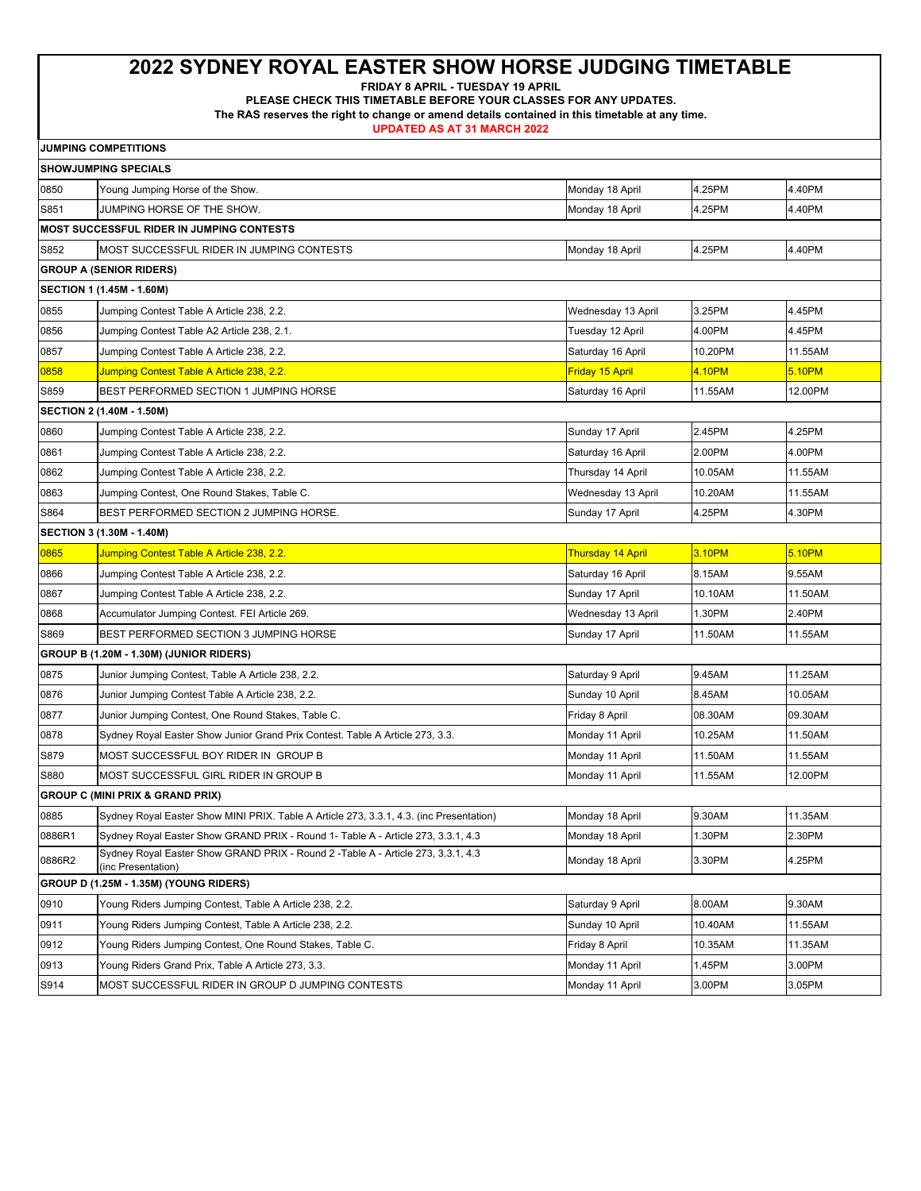# 2022 SYDNEY ROYAL EASTER SHOW HORSE JUDGING TIMETABLE

**FRIDAY 8 APRIL - TUESDAY 19 APRIL**

**PLEASE CHECK THIS TIMETABLE BEFORE YOUR CLASSES FOR ANY UPDATES.**

**The RAS reserves the right to change or amend details contained in this timetable at any time.**

**UPDATED AS AT 31 MARCH 2022**

| **JUMPING COMPETITIONS** | | | | |
|---|---|---|---|---|
| **SHOWJUMPING SPECIALS** | | | | |
| 0850 | Young Jumping Horse of the Show. | Monday 18 April | 4.25PM | 4.40PM |
| S851 | JUMPING HORSE OF THE SHOW. | Monday 18 April | 4.25PM | 4.40PM |
| **MOST SUCCESSFUL RIDER IN JUMPING CONTESTS** | | | | |
| S852 | MOST SUCCESSFUL RIDER IN JUMPING CONTESTS | Monday 18 April | 4.25PM | 4.40PM |
| **GROUP A (SENIOR RIDERS)** | | | | |
| **SECTION 1 (1.45M - 1.60M)** | | | | |
| 0855 | Jumping Contest Table A Article 238, 2.2. | Wednesday 13 April | 3.25PM | 4.45PM |
| 0856 | Jumping Contest Table A2 Article 238, 2.1. | Tuesday 12 April | 4.00PM | 4.45PM |
| 0857 | Jumping Contest Table A Article 238, 2.2. | Saturday 16 April | 10.20PM | 11.55AM |
| 0858 | Jumping Contest Table A Article 238, 2.2. | Friday 15 April | 4.10PM | 5.10PM |
| S859 | BEST PERFORMED SECTION 1 JUMPING HORSE | Saturday 16 April | 11.55AM | 12.00PM |
| **SECTION 2 (1.40M - 1.50M)** | | | | |
| 0860 | Jumping Contest Table A Article 238, 2.2. | Sunday 17 April | 2.45PM | 4.25PM |
| 0861 | Jumping Contest Table A Article 238, 2.2. | Saturday 16 April | 2.00PM | 4.00PM |
| 0862 | Jumping Contest Table A Article 238, 2.2. | Thursday 14 April | 10.05AM | 11.55AM |
| 0863 | Jumping Contest, One Round Stakes, Table C. | Wednesday 13 April | 10.20AM | 11.55AM |
| S864 | BEST PERFORMED SECTION 2 JUMPING HORSE. | Sunday 17 April | 4.25PM | 4.30PM |
| **SECTION 3 (1.30M - 1.40M)** | | | | |
| 0865 | Jumping Contest Table A Article 238, 2.2. | Thursday 14 April | 3.10PM | 5.10PM |
| 0866 | Jumping Contest Table A Article 238, 2.2. | Saturday 16 April | 8.15AM | 9.55AM |
| 0867 | Jumping Contest Table A Article 238, 2.2. | Sunday 17 April | 10.10AM | 11.50AM |
| 0868 | Accumulator Jumping Contest. FEI Article 269. | Wednesday 13 April | 1.30PM | 2.40PM |
| S869 | BEST PERFORMED SECTION 3 JUMPING HORSE | Sunday 17 April | 11.50AM | 11.55AM |
| **GROUP B (1.20M - 1.30M) (JUNIOR RIDERS)** | | | | |
| 0875 | Junior Jumping Contest, Table A Article 238, 2.2. | Saturday 9 April | 9.45AM | 11.25AM |
| 0876 | Junior Jumping Contest Table A Article 238, 2.2. | Sunday 10 April | 8.45AM | 10.05AM |
| 0877 | Junior Jumping Contest, One Round Stakes, Table C. | Friday 8 April | 08.30AM | 09.30AM |
| 0878 | Sydney Royal Easter Show Junior Grand Prix Contest. Table A Article 273, 3.3. | Monday 11 April | 10.25AM | 11.50AM |
| S879 | MOST SUCCESSFUL BOY RIDER IN GROUP B | Monday 11 April | 11.50AM | 11.55AM |
| S880 | MOST SUCCESSFUL GIRL RIDER IN GROUP B | Monday 11 April | 11.55AM | 12.00PM |
| **GROUP C (MINI PRIX & GRAND PRIX)** | | | | |
| 0885 | Sydney Royal Easter Show MINI PRIX. Table A Article 273, 3.3.1, 4.3. (inc Presentation) | Monday 18 April | 9.30AM | 11.35AM |
| 0886R1 | Sydney Royal Easter Show GRAND PRIX - Round 1- Table A - Article 273, 3.3.1, 4.3 | Monday 18 April | 1.30PM | 2.30PM |
| 0886R2 | Sydney Royal Easter Show GRAND PRIX - Round 2 -Table A - Article 273, 3.3.1, 4.3 (inc Presentation) | Monday 18 April | 3.30PM | 4.25PM |
| **GROUP D (1.25M - 1.35M) (YOUNG RIDERS)** | | | | |
| 0910 | Young Riders Jumping Contest, Table A Article 238, 2.2. | Saturday 9 April | 8.00AM | 9.30AM |
| 0911 | Young Riders Jumping Contest, Table A Article 238, 2.2. | Sunday 10 April | 10.40AM | 11.55AM |
| 0912 | Young Riders Jumping Contest, One Round Stakes, Table C. | Friday 8 April | 10.35AM | 11.35AM |
| 0913 | Young Riders Grand Prix, Table A Article 273, 3.3. | Monday 11 April | 1.45PM | 3.00PM |
| S914 | MOST SUCCESSFUL RIDER IN GROUP D JUMPING CONTESTS | Monday 11 April | 3.00PM | 3.05PM |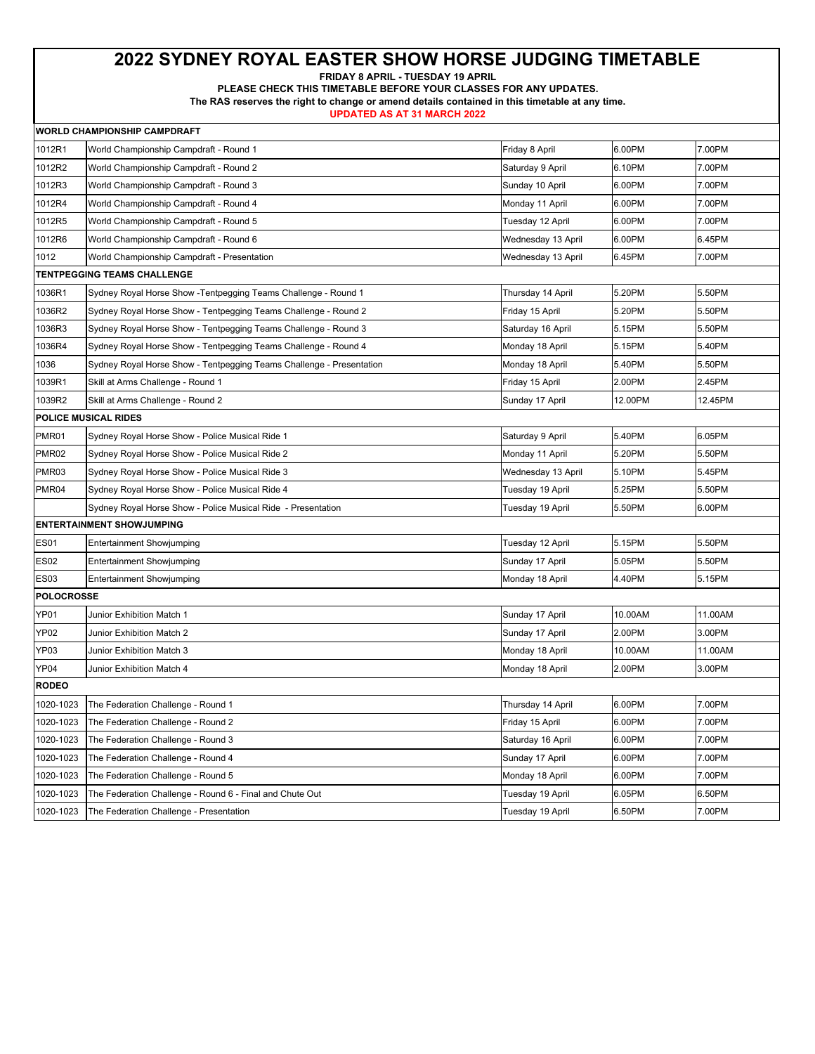# 2022 SYDNEY ROYAL EASTER SHOW HORSE JUDGING TIMETABLE

**FRIDAY 8 APRIL - TUESDAY 19 APRIL**

**PLEASE CHECK THIS TIMETABLE BEFORE YOUR CLASSES FOR ANY UPDATES.**

**The RAS reserves the right to change or amend details contained in this timetable at any time.**

**UPDATED AS AT 31 MARCH 2022**

| | | | | |
|---|---|---|---|---|
| **WORLD CHAMPIONSHIP CAMPDRAFT** | | | | |
| 1012R1 | World Championship Campdraft - Round 1 | Friday 8 April | 6.00PM | 7.00PM |
| 1012R2 | World Championship Campdraft - Round 2 | Saturday 9 April | 6.10PM | 7.00PM |
| 1012R3 | World Championship Campdraft - Round 3 | Sunday 10 April | 6.00PM | 7.00PM |
| 1012R4 | World Championship Campdraft - Round 4 | Monday 11 April | 6.00PM | 7.00PM |
| 1012R5 | World Championship Campdraft - Round 5 | Tuesday 12 April | 6.00PM | 7.00PM |
| 1012R6 | World Championship Campdraft - Round 6 | Wednesday 13 April | 6.00PM | 6.45PM |
| 1012 | World Championship Campdraft - Presentation | Wednesday 13 April | 6.45PM | 7.00PM |
| **TENTPEGGING TEAMS CHALLENGE** | | | | |
| 1036R1 | Sydney Royal Horse Show -Tentpegging Teams Challenge - Round 1 | Thursday 14 April | 5.20PM | 5.50PM |
| 1036R2 | Sydney Royal Horse Show - Tentpegging Teams Challenge - Round 2 | Friday 15 April | 5.20PM | 5.50PM |
| 1036R3 | Sydney Royal Horse Show - Tentpegging Teams Challenge - Round 3 | Saturday 16 April | 5.15PM | 5.50PM |
| 1036R4 | Sydney Royal Horse Show - Tentpegging Teams Challenge - Round 4 | Monday 18 April | 5.15PM | 5.40PM |
| 1036 | Sydney Royal Horse Show - Tentpegging Teams Challenge - Presentation | Monday 18 April | 5.40PM | 5.50PM |
| 1039R1 | Skill at Arms Challenge - Round 1 | Friday 15 April | 2.00PM | 2.45PM |
| 1039R2 | Skill at Arms Challenge - Round 2 | Sunday 17 April | 12.00PM | 12.45PM |
| **POLICE MUSICAL RIDES** | | | | |
| PMR01 | Sydney Royal Horse Show - Police Musical Ride 1 | Saturday 9 April | 5.40PM | 6.05PM |
| PMR02 | Sydney Royal Horse Show - Police Musical Ride 2 | Monday 11 April | 5.20PM | 5.50PM |
| PMR03 | Sydney Royal Horse Show - Police Musical Ride 3 | Wednesday 13 April | 5.10PM | 5.45PM |
| PMR04 | Sydney Royal Horse Show - Police Musical Ride 4 | Tuesday 19 April | 5.25PM | 5.50PM |
| | Sydney Royal Horse Show - Police Musical Ride - Presentation | Tuesday 19 April | 5.50PM | 6.00PM |
| **ENTERTAINMENT SHOWJUMPING** | | | | |
| ES01 | Entertainment Showjumping | Tuesday 12 April | 5.15PM | 5.50PM |
| ES02 | Entertainment Showjumping | Sunday 17 April | 5.05PM | 5.50PM |
| ES03 | Entertainment Showjumping | Monday 18 April | 4.40PM | 5.15PM |
| **POLOCROSSE** | | | | |
| YP01 | Junior Exhibition Match 1 | Sunday 17 April | 10.00AM | 11.00AM |
| YP02 | Junior Exhibition Match 2 | Sunday 17 April | 2.00PM | 3.00PM |
| YP03 | Junior Exhibition Match 3 | Monday 18 April | 10.00AM | 11.00AM |
| YP04 | Junior Exhibition Match 4 | Monday 18 April | 2.00PM | 3.00PM |
| **RODEO** | | | | |
| 1020-1023 | The Federation Challenge - Round 1 | Thursday 14 April | 6.00PM | 7.00PM |
| 1020-1023 | The Federation Challenge - Round 2 | Friday 15 April | 6.00PM | 7.00PM |
| 1020-1023 | The Federation Challenge - Round 3 | Saturday 16 April | 6.00PM | 7.00PM |
| 1020-1023 | The Federation Challenge - Round 4 | Sunday 17 April | 6.00PM | 7.00PM |
| 1020-1023 | The Federation Challenge - Round 5 | Monday 18 April | 6.00PM | 7.00PM |
| 1020-1023 | The Federation Challenge - Round 6 - Final and Chute Out | Tuesday 19 April | 6.05PM | 6.50PM |
| 1020-1023 | The Federation Challenge - Presentation | Tuesday 19 April | 6.50PM | 7.00PM |